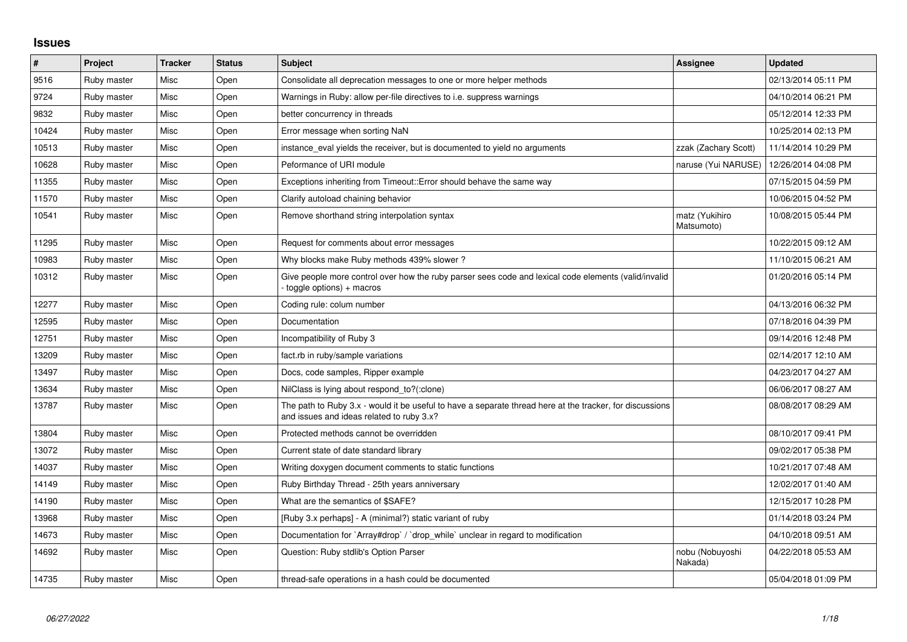# Issues

| # | Project | Tracker | Status | Subject | Assignee | Updated |
|---|---|---|---|---|---|---|
| 9516 | Ruby master | Misc | Open | Consolidate all deprecation messages to one or more helper methods | | 02/13/2014 05:11 PM |
| 9724 | Ruby master | Misc | Open | Warnings in Ruby: allow per-file directives to i.e. suppress warnings | | 04/10/2014 06:21 PM |
| 9832 | Ruby master | Misc | Open | better concurrency in threads | | 05/12/2014 12:33 PM |
| 10424 | Ruby master | Misc | Open | Error message when sorting NaN | | 10/25/2014 02:13 PM |
| 10513 | Ruby master | Misc | Open | instance_eval yields the receiver, but is documented to yield no arguments | zzak (Zachary Scott) | 11/14/2014 10:29 PM |
| 10628 | Ruby master | Misc | Open | Peformance of URI module | naruse (Yui NARUSE) | 12/26/2014 04:08 PM |
| 11355 | Ruby master | Misc | Open | Exceptions inheriting from Timeout::Error should behave the same way | | 07/15/2015 04:59 PM |
| 11570 | Ruby master | Misc | Open | Clarify autoload chaining behavior | | 10/06/2015 04:52 PM |
| 10541 | Ruby master | Misc | Open | Remove shorthand string interpolation syntax | matz (Yukihiro Matsumoto) | 10/08/2015 05:44 PM |
| 11295 | Ruby master | Misc | Open | Request for comments about error messages | | 10/22/2015 09:12 AM |
| 10983 | Ruby master | Misc | Open | Why blocks make Ruby methods 439% slower ? | | 11/10/2015 06:21 AM |
| 10312 | Ruby master | Misc | Open | Give people more control over how the ruby parser sees code and lexical code elements (valid/invalid - toggle options) + macros | | 01/20/2016 05:14 PM |
| 12277 | Ruby master | Misc | Open | Coding rule: colum number | | 04/13/2016 06:32 PM |
| 12595 | Ruby master | Misc | Open | Documentation | | 07/18/2016 04:39 PM |
| 12751 | Ruby master | Misc | Open | Incompatibility of Ruby 3 | | 09/14/2016 12:48 PM |
| 13209 | Ruby master | Misc | Open | fact.rb in ruby/sample variations | | 02/14/2017 12:10 AM |
| 13497 | Ruby master | Misc | Open | Docs, code samples, Ripper example | | 04/23/2017 04:27 AM |
| 13634 | Ruby master | Misc | Open | NilClass is lying about respond_to?(:clone) | | 06/06/2017 08:27 AM |
| 13787 | Ruby master | Misc | Open | The path to Ruby 3.x - would it be useful to have a separate thread here at the tracker, for discussions and issues and ideas related to ruby 3.x? | | 08/08/2017 08:29 AM |
| 13804 | Ruby master | Misc | Open | Protected methods cannot be overridden | | 08/10/2017 09:41 PM |
| 13072 | Ruby master | Misc | Open | Current state of date standard library | | 09/02/2017 05:38 PM |
| 14037 | Ruby master | Misc | Open | Writing doxygen document comments to static functions | | 10/21/2017 07:48 AM |
| 14149 | Ruby master | Misc | Open | Ruby Birthday Thread - 25th years anniversary | | 12/02/2017 01:40 AM |
| 14190 | Ruby master | Misc | Open | What are the semantics of $SAFE? | | 12/15/2017 10:28 PM |
| 13968 | Ruby master | Misc | Open | [Ruby 3.x perhaps] - A (minimal?) static variant of ruby | | 01/14/2018 03:24 PM |
| 14673 | Ruby master | Misc | Open | Documentation for `Array#drop` / `drop_while` unclear in regard to modification | | 04/10/2018 09:51 AM |
| 14692 | Ruby master | Misc | Open | Question: Ruby stdlib's Option Parser | nobu (Nobuyoshi Nakada) | 04/22/2018 05:53 AM |
| 14735 | Ruby master | Misc | Open | thread-safe operations in a hash could be documented | | 05/04/2018 01:09 PM |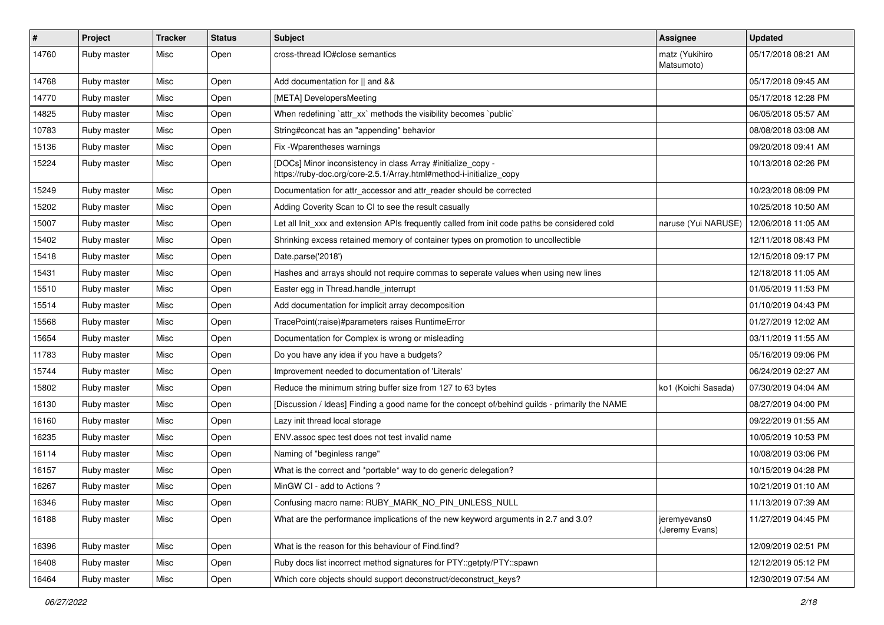| # | Project | Tracker | Status | Subject | Assignee | Updated |
|---|---|---|---|---|---|---|
| 14760 | Ruby master | Misc | Open | cross-thread IO#close semantics | matz (Yukihiro Matsumoto) | 05/17/2018 08:21 AM |
| 14768 | Ruby master | Misc | Open | Add documentation for \|\| and && | | 05/17/2018 09:45 AM |
| 14770 | Ruby master | Misc | Open | [META] DevelopersMeeting | | 05/17/2018 12:28 PM |
| 14825 | Ruby master | Misc | Open | When redefining `attr_xx` methods the visibility becomes `public` | | 06/05/2018 05:57 AM |
| 10783 | Ruby master | Misc | Open | String#concat has an "appending" behavior | | 08/08/2018 03:08 AM |
| 15136 | Ruby master | Misc | Open | Fix -Wparentheses warnings | | 09/20/2018 09:41 AM |
| 15224 | Ruby master | Misc | Open | [DOCs] Minor inconsistency in class Array #initialize_copy - https://ruby-doc.org/core-2.5.1/Array.html#method-i-initialize_copy | | 10/13/2018 02:26 PM |
| 15249 | Ruby master | Misc | Open | Documentation for attr_accessor and attr_reader should be corrected | | 10/23/2018 08:09 PM |
| 15202 | Ruby master | Misc | Open | Adding Coverity Scan to CI to see the result casually | | 10/25/2018 10:50 AM |
| 15007 | Ruby master | Misc | Open | Let all Init_xxx and extension APIs frequently called from init code paths be considered cold | naruse (Yui NARUSE) | 12/06/2018 11:05 AM |
| 15402 | Ruby master | Misc | Open | Shrinking excess retained memory of container types on promotion to uncollectible | | 12/11/2018 08:43 PM |
| 15418 | Ruby master | Misc | Open | Date.parse('2018') | | 12/15/2018 09:17 PM |
| 15431 | Ruby master | Misc | Open | Hashes and arrays should not require commas to seperate values when using new lines | | 12/18/2018 11:05 AM |
| 15510 | Ruby master | Misc | Open | Easter egg in Thread.handle_interrupt | | 01/05/2019 11:53 PM |
| 15514 | Ruby master | Misc | Open | Add documentation for implicit array decomposition | | 01/10/2019 04:43 PM |
| 15568 | Ruby master | Misc | Open | TracePoint(:raise)#parameters raises RuntimeError | | 01/27/2019 12:02 AM |
| 15654 | Ruby master | Misc | Open | Documentation for Complex is wrong or misleading | | 03/11/2019 11:55 AM |
| 11783 | Ruby master | Misc | Open | Do you have any idea if you have a budgets? | | 05/16/2019 09:06 PM |
| 15744 | Ruby master | Misc | Open | Improvement needed to documentation of 'Literals' | | 06/24/2019 02:27 AM |
| 15802 | Ruby master | Misc | Open | Reduce the minimum string buffer size from 127 to 63 bytes | ko1 (Koichi Sasada) | 07/30/2019 04:04 AM |
| 16130 | Ruby master | Misc | Open | [Discussion / Ideas] Finding a good name for the concept of/behind guilds - primarily the NAME | | 08/27/2019 04:00 PM |
| 16160 | Ruby master | Misc | Open | Lazy init thread local storage | | 09/22/2019 01:55 AM |
| 16235 | Ruby master | Misc | Open | ENV.assoc spec test does not test invalid name | | 10/05/2019 10:53 PM |
| 16114 | Ruby master | Misc | Open | Naming of "beginless range" | | 10/08/2019 03:06 PM |
| 16157 | Ruby master | Misc | Open | What is the correct and *portable* way to do generic delegation? | | 10/15/2019 04:28 PM |
| 16267 | Ruby master | Misc | Open | MinGW CI - add to Actions ? | | 10/21/2019 01:10 AM |
| 16346 | Ruby master | Misc | Open | Confusing macro name: RUBY_MARK_NO_PIN_UNLESS_NULL | | 11/13/2019 07:39 AM |
| 16188 | Ruby master | Misc | Open | What are the performance implications of the new keyword arguments in 2.7 and 3.0? | jeremyevans0 (Jeremy Evans) | 11/27/2019 04:45 PM |
| 16396 | Ruby master | Misc | Open | What is the reason for this behaviour of Find.find? | | 12/09/2019 02:51 PM |
| 16408 | Ruby master | Misc | Open | Ruby docs list incorrect method signatures for PTY::getpty/PTY::spawn | | 12/12/2019 05:12 PM |
| 16464 | Ruby master | Misc | Open | Which core objects should support deconstruct/deconstruct_keys? | | 12/30/2019 07:54 AM |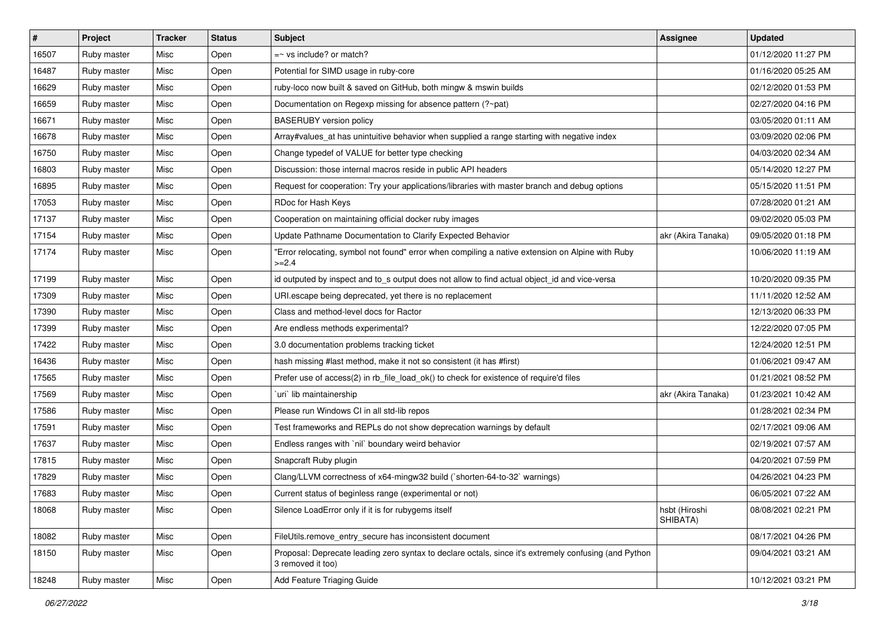| # | Project | Tracker | Status | Subject | Assignee | Updated |
|---|---|---|---|---|---|---|
| 16507 | Ruby master | Misc | Open | =~ vs include? or match? | | 01/12/2020 11:27 PM |
| 16487 | Ruby master | Misc | Open | Potential for SIMD usage in ruby-core | | 01/16/2020 05:25 AM |
| 16629 | Ruby master | Misc | Open | ruby-loco now built & saved on GitHub, both mingw & mswin builds | | 02/12/2020 01:53 PM |
| 16659 | Ruby master | Misc | Open | Documentation on Regexp missing for absence pattern (?~pat) | | 02/27/2020 04:16 PM |
| 16671 | Ruby master | Misc | Open | BASERUBY version policy | | 03/05/2020 01:11 AM |
| 16678 | Ruby master | Misc | Open | Array#values_at has unintuitive behavior when supplied a range starting with negative index | | 03/09/2020 02:06 PM |
| 16750 | Ruby master | Misc | Open | Change typedef of VALUE for better type checking | | 04/03/2020 02:34 AM |
| 16803 | Ruby master | Misc | Open | Discussion: those internal macros reside in public API headers | | 05/14/2020 12:27 PM |
| 16895 | Ruby master | Misc | Open | Request for cooperation: Try your applications/libraries with master branch and debug options | | 05/15/2020 11:51 PM |
| 17053 | Ruby master | Misc | Open | RDoc for Hash Keys | | 07/28/2020 01:21 AM |
| 17137 | Ruby master | Misc | Open | Cooperation on maintaining official docker ruby images | | 09/02/2020 05:03 PM |
| 17154 | Ruby master | Misc | Open | Update Pathname Documentation to Clarify Expected Behavior | akr (Akira Tanaka) | 09/05/2020 01:18 PM |
| 17174 | Ruby master | Misc | Open | "Error relocating, symbol not found" error when compiling a native extension on Alpine with Ruby >=2.4 | | 10/06/2020 11:19 AM |
| 17199 | Ruby master | Misc | Open | id outputed by inspect and to_s output does not allow to find actual object_id and vice-versa | | 10/20/2020 09:35 PM |
| 17309 | Ruby master | Misc | Open | URI.escape being deprecated, yet there is no replacement | | 11/11/2020 12:52 AM |
| 17390 | Ruby master | Misc | Open | Class and method-level docs for Ractor | | 12/13/2020 06:33 PM |
| 17399 | Ruby master | Misc | Open | Are endless methods experimental? | | 12/22/2020 07:05 PM |
| 17422 | Ruby master | Misc | Open | 3.0 documentation problems tracking ticket | | 12/24/2020 12:51 PM |
| 16436 | Ruby master | Misc | Open | hash missing #last method, make it not so consistent (it has #first) | | 01/06/2021 09:47 AM |
| 17565 | Ruby master | Misc | Open | Prefer use of access(2) in rb_file_load_ok() to check for existence of require'd files | | 01/21/2021 08:52 PM |
| 17569 | Ruby master | Misc | Open | `uri` lib maintainership | akr (Akira Tanaka) | 01/23/2021 10:42 AM |
| 17586 | Ruby master | Misc | Open | Please run Windows CI in all std-lib repos | | 01/28/2021 02:34 PM |
| 17591 | Ruby master | Misc | Open | Test frameworks and REPLs do not show deprecation warnings by default | | 02/17/2021 09:06 AM |
| 17637 | Ruby master | Misc | Open | Endless ranges with `nil` boundary weird behavior | | 02/19/2021 07:57 AM |
| 17815 | Ruby master | Misc | Open | Snapcraft Ruby plugin | | 04/20/2021 07:59 PM |
| 17829 | Ruby master | Misc | Open | Clang/LLVM correctness of x64-mingw32 build (`shorten-64-to-32` warnings) | | 04/26/2021 04:23 PM |
| 17683 | Ruby master | Misc | Open | Current status of beginless range (experimental or not) | | 06/05/2021 07:22 AM |
| 18068 | Ruby master | Misc | Open | Silence LoadError only if it is for rubygems itself | hsbt (Hiroshi SHIBATA) | 08/08/2021 02:21 PM |
| 18082 | Ruby master | Misc | Open | FileUtils.remove_entry_secure has inconsistent document | | 08/17/2021 04:26 PM |
| 18150 | Ruby master | Misc | Open | Proposal: Deprecate leading zero syntax to declare octals, since it's extremely confusing (and Python 3 removed it too) | | 09/04/2021 03:21 AM |
| 18248 | Ruby master | Misc | Open | Add Feature Triaging Guide | | 10/12/2021 03:21 PM |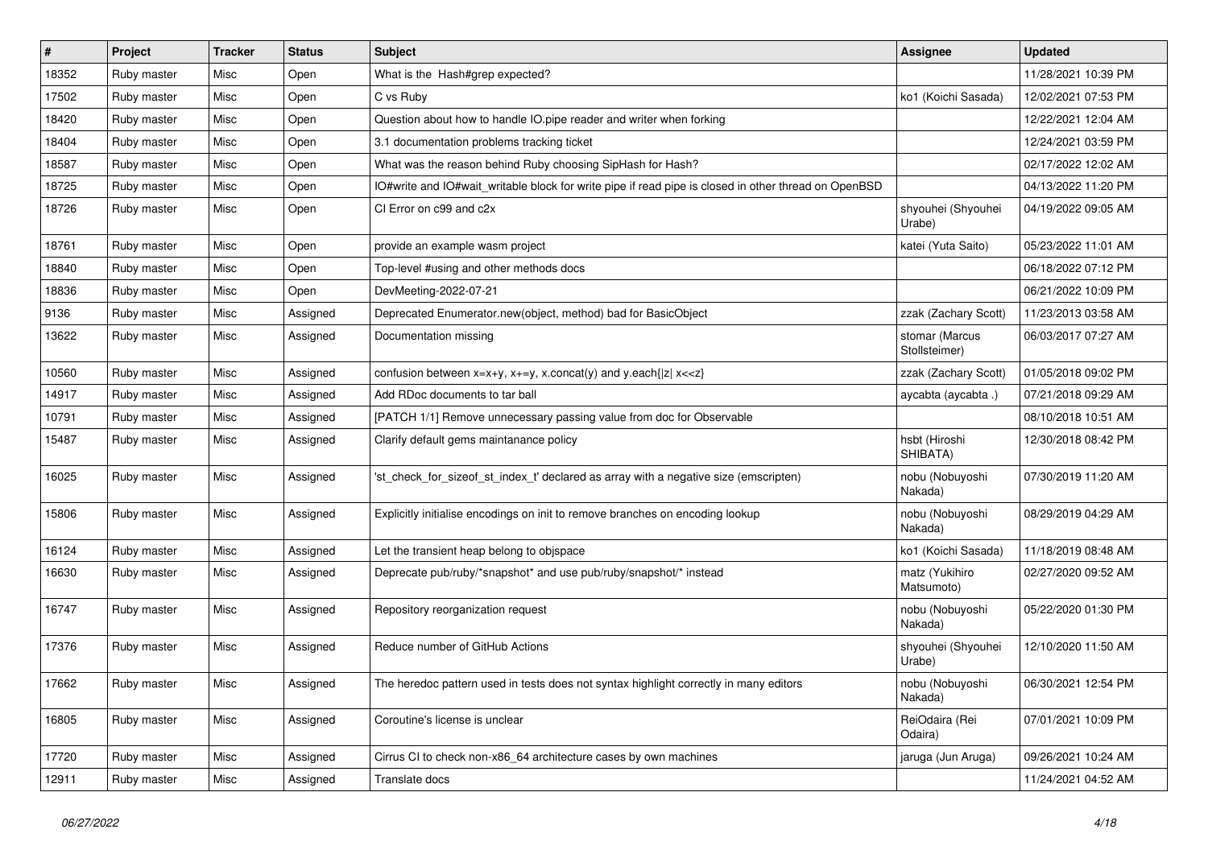| # | Project | Tracker | Status | Subject | Assignee | Updated |
|---|---|---|---|---|---|---|
| 18352 | Ruby master | Misc | Open | What is the  Hash#grep expected? | | 11/28/2021 10:39 PM |
| 17502 | Ruby master | Misc | Open | C vs Ruby | ko1 (Koichi Sasada) | 12/02/2021 07:53 PM |
| 18420 | Ruby master | Misc | Open | Question about how to handle IO.pipe reader and writer when forking | | 12/22/2021 12:04 AM |
| 18404 | Ruby master | Misc | Open | 3.1 documentation problems tracking ticket | | 12/24/2021 03:59 PM |
| 18587 | Ruby master | Misc | Open | What was the reason behind Ruby choosing SipHash for Hash? | | 02/17/2022 12:02 AM |
| 18725 | Ruby master | Misc | Open | IO#write and IO#wait_writable block for write pipe if read pipe is closed in other thread on OpenBSD | | 04/13/2022 11:20 PM |
| 18726 | Ruby master | Misc | Open | CI Error on c99 and c2x | shyouhei (Shyouhei Urabe) | 04/19/2022 09:05 AM |
| 18761 | Ruby master | Misc | Open | provide an example wasm project | katei (Yuta Saito) | 05/23/2022 11:01 AM |
| 18840 | Ruby master | Misc | Open | Top-level #using and other methods docs | | 06/18/2022 07:12 PM |
| 18836 | Ruby master | Misc | Open | DevMeeting-2022-07-21 | | 06/21/2022 10:09 PM |
| 9136 | Ruby master | Misc | Assigned | Deprecated Enumerator.new(object, method) bad for BasicObject | zzak (Zachary Scott) | 11/23/2013 03:58 AM |
| 13622 | Ruby master | Misc | Assigned | Documentation missing | stomar (Marcus Stollsteimer) | 06/03/2017 07:27 AM |
| 10560 | Ruby master | Misc | Assigned | confusion between x=x+y, x+=y, x.concat(y) and y.each{\|z\| x<<z} | zzak (Zachary Scott) | 01/05/2018 09:02 PM |
| 14917 | Ruby master | Misc | Assigned | Add RDoc documents to tar ball | aycabta (aycabta .) | 07/21/2018 09:29 AM |
| 10791 | Ruby master | Misc | Assigned | [PATCH 1/1] Remove unnecessary passing value from doc for Observable | | 08/10/2018 10:51 AM |
| 15487 | Ruby master | Misc | Assigned | Clarify default gems maintanance policy | hsbt (Hiroshi SHIBATA) | 12/30/2018 08:42 PM |
| 16025 | Ruby master | Misc | Assigned | 'st_check_for_sizeof_st_index_t' declared as array with a negative size (emscripten) | nobu (Nobuyoshi Nakada) | 07/30/2019 11:20 AM |
| 15806 | Ruby master | Misc | Assigned | Explicitly initialise encodings on init to remove branches on encoding lookup | nobu (Nobuyoshi Nakada) | 08/29/2019 04:29 AM |
| 16124 | Ruby master | Misc | Assigned | Let the transient heap belong to objspace | ko1 (Koichi Sasada) | 11/18/2019 08:48 AM |
| 16630 | Ruby master | Misc | Assigned | Deprecate pub/ruby/*snapshot* and use pub/ruby/snapshot/* instead | matz (Yukihiro Matsumoto) | 02/27/2020 09:52 AM |
| 16747 | Ruby master | Misc | Assigned | Repository reorganization request | nobu (Nobuyoshi Nakada) | 05/22/2020 01:30 PM |
| 17376 | Ruby master | Misc | Assigned | Reduce number of GitHub Actions | shyouhei (Shyouhei Urabe) | 12/10/2020 11:50 AM |
| 17662 | Ruby master | Misc | Assigned | The heredoc pattern used in tests does not syntax highlight correctly in many editors | nobu (Nobuyoshi Nakada) | 06/30/2021 12:54 PM |
| 16805 | Ruby master | Misc | Assigned | Coroutine's license is unclear | ReiOdaira (Rei Odaira) | 07/01/2021 10:09 PM |
| 17720 | Ruby master | Misc | Assigned | Cirrus CI to check non-x86_64 architecture cases by own machines | jaruga (Jun Aruga) | 09/26/2021 10:24 AM |
| 12911 | Ruby master | Misc | Assigned | Translate docs | | 11/24/2021 04:52 AM |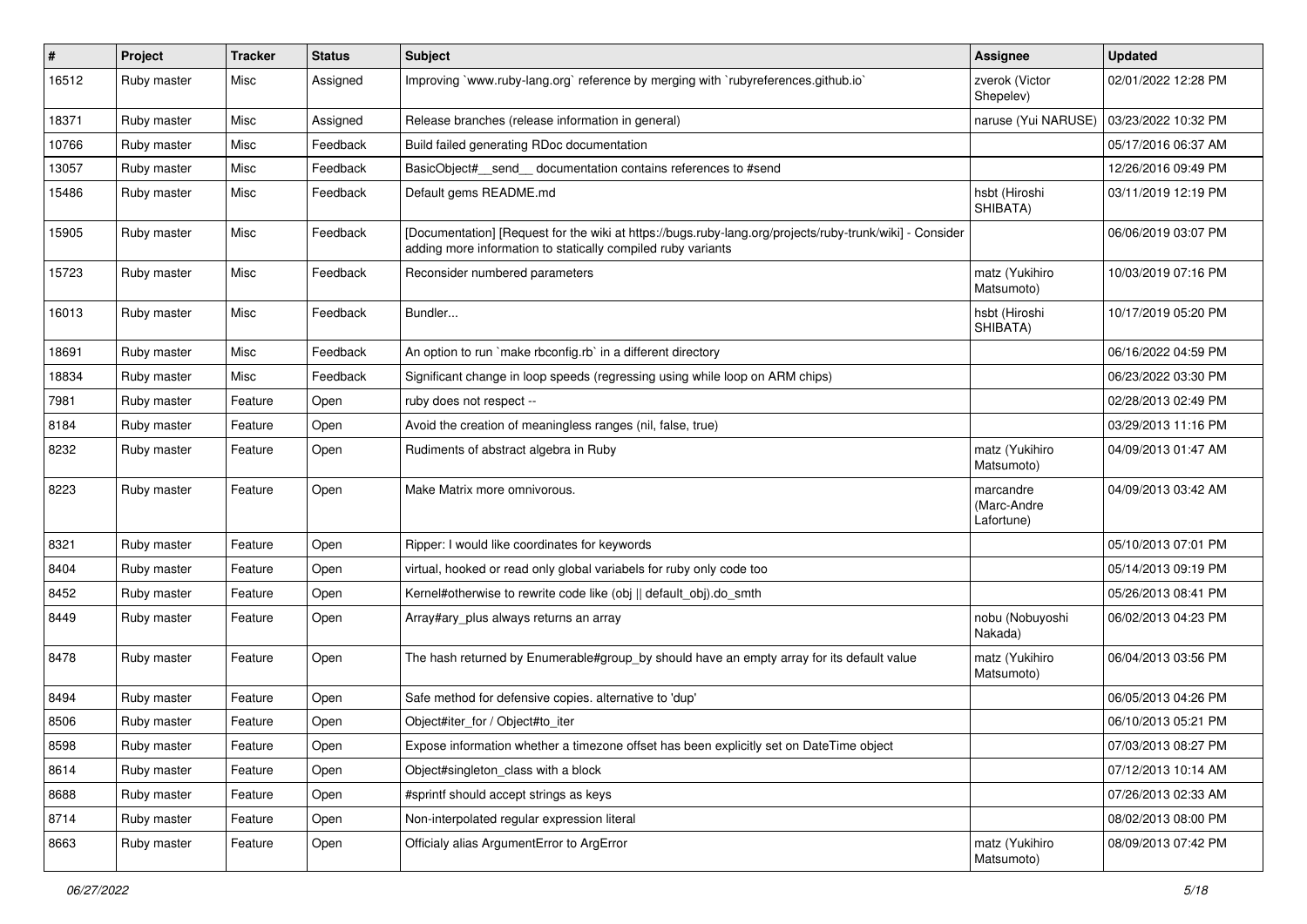| # | Project | Tracker | Status | Subject | Assignee | Updated |
|---|---|---|---|---|---|---|
| 16512 | Ruby master | Misc | Assigned | Improving `www.ruby-lang.org` reference by merging with `rubyreferences.github.io` | zverok (Victor Shepelev) | 02/01/2022 12:28 PM |
| 18371 | Ruby master | Misc | Assigned | Release branches (release information in general) | naruse (Yui NARUSE) | 03/23/2022 10:32 PM |
| 10766 | Ruby master | Misc | Feedback | Build failed generating RDoc documentation | | 05/17/2016 06:37 AM |
| 13057 | Ruby master | Misc | Feedback | BasicObject#__send__ documentation contains references to #send | | 12/26/2016 09:49 PM |
| 15486 | Ruby master | Misc | Feedback | Default gems README.md | hsbt (Hiroshi SHIBATA) | 03/11/2019 12:19 PM |
| 15905 | Ruby master | Misc | Feedback | [Documentation] [Request for the wiki at https://bugs.ruby-lang.org/projects/ruby-trunk/wiki] - Consider adding more information to statically compiled ruby variants | | 06/06/2019 03:07 PM |
| 15723 | Ruby master | Misc | Feedback | Reconsider numbered parameters | matz (Yukihiro Matsumoto) | 10/03/2019 07:16 PM |
| 16013 | Ruby master | Misc | Feedback | Bundler... | hsbt (Hiroshi SHIBATA) | 10/17/2019 05:20 PM |
| 18691 | Ruby master | Misc | Feedback | An option to run `make rbconfig.rb` in a different directory | | 06/16/2022 04:59 PM |
| 18834 | Ruby master | Misc | Feedback | Significant change in loop speeds (regressing using while loop on ARM chips) | | 06/23/2022 03:30 PM |
| 7981 | Ruby master | Feature | Open | ruby does not respect -- | | 02/28/2013 02:49 PM |
| 8184 | Ruby master | Feature | Open | Avoid the creation of meaningless ranges (nil, false, true) | | 03/29/2013 11:16 PM |
| 8232 | Ruby master | Feature | Open | Rudiments of abstract algebra in Ruby | matz (Yukihiro Matsumoto) | 04/09/2013 01:47 AM |
| 8223 | Ruby master | Feature | Open | Make Matrix more omnivorous. | marcandre (Marc-Andre Lafortune) | 04/09/2013 03:42 AM |
| 8321 | Ruby master | Feature | Open | Ripper: I would like coordinates for keywords | | 05/10/2013 07:01 PM |
| 8404 | Ruby master | Feature | Open | virtual, hooked or read only global variabels for ruby only code too | | 05/14/2013 09:19 PM |
| 8452 | Ruby master | Feature | Open | Kernel#otherwise to rewrite code like (obj \|\| default_obj).do_smth | | 05/26/2013 08:41 PM |
| 8449 | Ruby master | Feature | Open | Array#ary_plus always returns an array | nobu (Nobuyoshi Nakada) | 06/02/2013 04:23 PM |
| 8478 | Ruby master | Feature | Open | The hash returned by Enumerable#group_by should have an empty array for its default value | matz (Yukihiro Matsumoto) | 06/04/2013 03:56 PM |
| 8494 | Ruby master | Feature | Open | Safe method for defensive copies. alternative to 'dup' | | 06/05/2013 04:26 PM |
| 8506 | Ruby master | Feature | Open | Object#iter_for / Object#to_iter | | 06/10/2013 05:21 PM |
| 8598 | Ruby master | Feature | Open | Expose information whether a timezone offset has been explicitly set on DateTime object | | 07/03/2013 08:27 PM |
| 8614 | Ruby master | Feature | Open | Object#singleton_class with a block | | 07/12/2013 10:14 AM |
| 8688 | Ruby master | Feature | Open | #sprintf should accept strings as keys | | 07/26/2013 02:33 AM |
| 8714 | Ruby master | Feature | Open | Non-interpolated regular expression literal | | 08/02/2013 08:00 PM |
| 8663 | Ruby master | Feature | Open | Officialy alias ArgumentError to ArgError | matz (Yukihiro Matsumoto) | 08/09/2013 07:42 PM |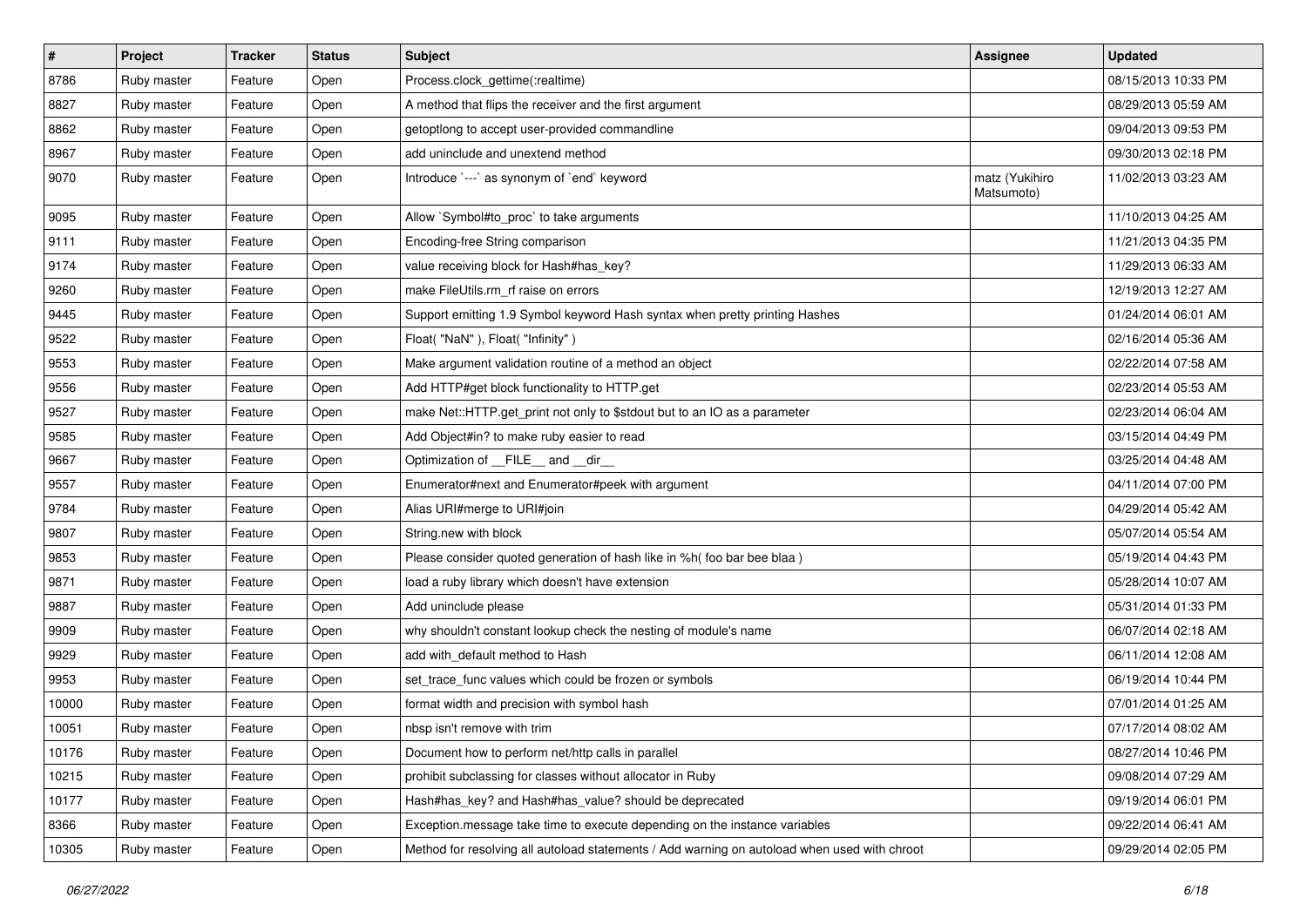| # | Project | Tracker | Status | Subject | Assignee | Updated |
| --- | --- | --- | --- | --- | --- | --- |
| 8786 | Ruby master | Feature | Open | Process.clock_gettime(:realtime) | | 08/15/2013 10:33 PM |
| 8827 | Ruby master | Feature | Open | A method that flips the receiver and the first argument | | 08/29/2013 05:59 AM |
| 8862 | Ruby master | Feature | Open | getoptlong to accept user-provided commandline | | 09/04/2013 09:53 PM |
| 8967 | Ruby master | Feature | Open | add uninclude and unextend method | | 09/30/2013 02:18 PM |
| 9070 | Ruby master | Feature | Open | Introduce `---` as synonym of `end` keyword | matz (Yukihiro Matsumoto) | 11/02/2013 03:23 AM |
| 9095 | Ruby master | Feature | Open | Allow `Symbol#to_proc` to take arguments | | 11/10/2013 04:25 AM |
| 9111 | Ruby master | Feature | Open | Encoding-free String comparison | | 11/21/2013 04:35 PM |
| 9174 | Ruby master | Feature | Open | value receiving block for Hash#has_key? | | 11/29/2013 06:33 AM |
| 9260 | Ruby master | Feature | Open | make FileUtils.rm_rf raise on errors | | 12/19/2013 12:27 AM |
| 9445 | Ruby master | Feature | Open | Support emitting 1.9 Symbol keyword Hash syntax when pretty printing Hashes | | 01/24/2014 06:01 AM |
| 9522 | Ruby master | Feature | Open | Float( "NaN" ), Float( "Infinity" ) | | 02/16/2014 05:36 AM |
| 9553 | Ruby master | Feature | Open | Make argument validation routine of a method an object | | 02/22/2014 07:58 AM |
| 9556 | Ruby master | Feature | Open | Add HTTP#get block functionality to HTTP.get | | 02/23/2014 05:53 AM |
| 9527 | Ruby master | Feature | Open | make Net::HTTP.get_print not only to $stdout but to an IO as a parameter | | 02/23/2014 06:04 AM |
| 9585 | Ruby master | Feature | Open | Add Object#in? to make ruby easier to read | | 03/15/2014 04:49 PM |
| 9667 | Ruby master | Feature | Open | Optimization of __FILE__ and __dir__ | | 03/25/2014 04:48 AM |
| 9557 | Ruby master | Feature | Open | Enumerator#next and Enumerator#peek with argument | | 04/11/2014 07:00 PM |
| 9784 | Ruby master | Feature | Open | Alias URI#merge to URI#join | | 04/29/2014 05:42 AM |
| 9807 | Ruby master | Feature | Open | String.new with block | | 05/07/2014 05:54 AM |
| 9853 | Ruby master | Feature | Open | Please consider quoted generation of hash like in %h( foo bar bee blaa ) | | 05/19/2014 04:43 PM |
| 9871 | Ruby master | Feature | Open | load a ruby library which doesn't have extension | | 05/28/2014 10:07 AM |
| 9887 | Ruby master | Feature | Open | Add uninclude please | | 05/31/2014 01:33 PM |
| 9909 | Ruby master | Feature | Open | why shouldn't constant lookup check the nesting of module's name | | 06/07/2014 02:18 AM |
| 9929 | Ruby master | Feature | Open | add with_default method to Hash | | 06/11/2014 12:08 AM |
| 9953 | Ruby master | Feature | Open | set_trace_func values which could be frozen or symbols | | 06/19/2014 10:44 PM |
| 10000 | Ruby master | Feature | Open | format width and precision with symbol hash | | 07/01/2014 01:25 AM |
| 10051 | Ruby master | Feature | Open | nbsp isn't remove with trim | | 07/17/2014 08:02 AM |
| 10176 | Ruby master | Feature | Open | Document how to perform net/http calls in parallel | | 08/27/2014 10:46 PM |
| 10215 | Ruby master | Feature | Open | prohibit subclassing for classes without allocator in Ruby | | 09/08/2014 07:29 AM |
| 10177 | Ruby master | Feature | Open | Hash#has_key? and Hash#has_value? should be deprecated | | 09/19/2014 06:01 PM |
| 8366 | Ruby master | Feature | Open | Exception.message take time to execute depending on the instance variables | | 09/22/2014 06:41 AM |
| 10305 | Ruby master | Feature | Open | Method for resolving all autoload statements / Add warning on autoload when used with chroot | | 09/29/2014 02:05 PM |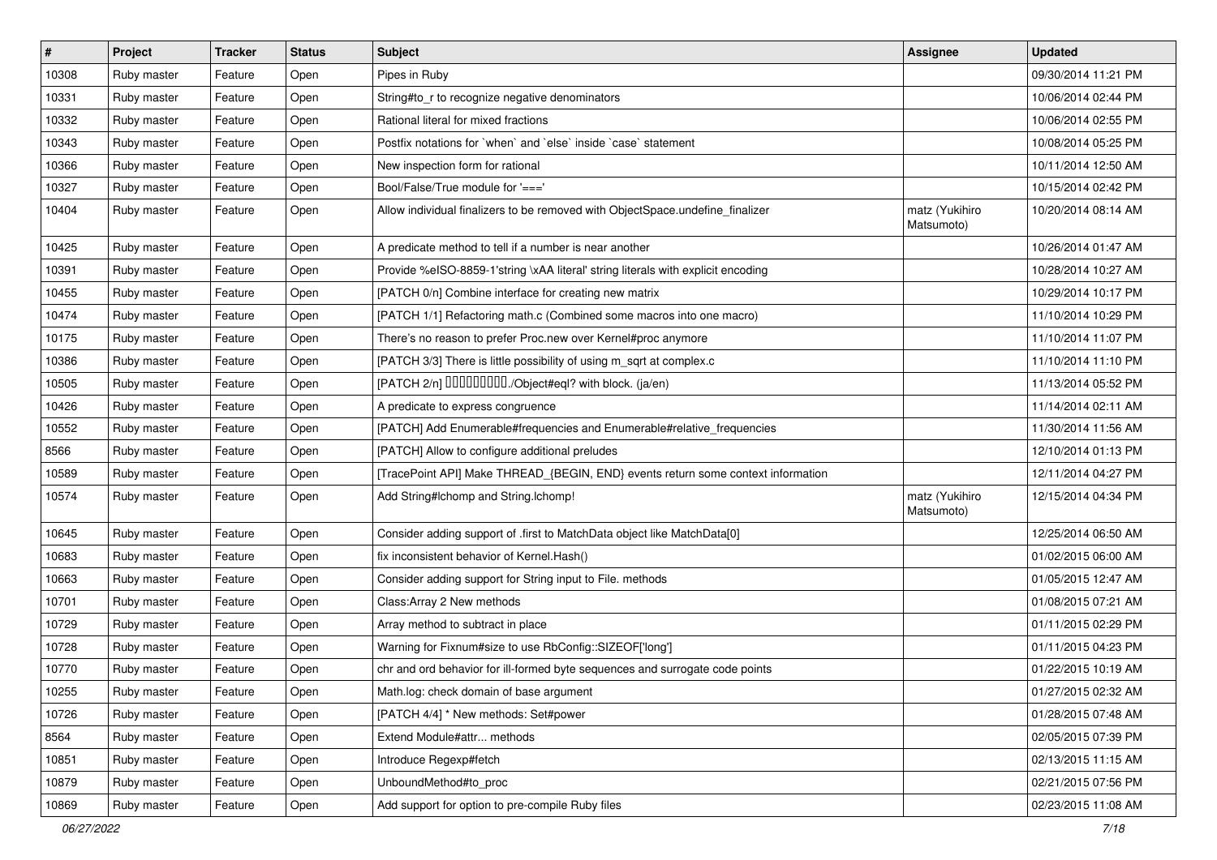| # | Project | Tracker | Status | Subject | Assignee | Updated |
|---|---|---|---|---|---|---|
| 10308 | Ruby master | Feature | Open | Pipes in Ruby | | 09/30/2014 11:21 PM |
| 10331 | Ruby master | Feature | Open | String#to_r to recognize negative denominators | | 10/06/2014 02:44 PM |
| 10332 | Ruby master | Feature | Open | Rational literal for mixed fractions | | 10/06/2014 02:55 PM |
| 10343 | Ruby master | Feature | Open | Postfix notations for `when` and `else` inside `case` statement | | 10/08/2014 05:25 PM |
| 10366 | Ruby master | Feature | Open | New inspection form for rational | | 10/11/2014 12:50 AM |
| 10327 | Ruby master | Feature | Open | Bool/False/True module for '===' | | 10/15/2014 02:42 PM |
| 10404 | Ruby master | Feature | Open | Allow individual finalizers to be removed with ObjectSpace.undefine_finalizer | matz (Yukihiro Matsumoto) | 10/20/2014 08:14 AM |
| 10425 | Ruby master | Feature | Open | A predicate method to tell if a number is near another | | 10/26/2014 01:47 AM |
| 10391 | Ruby master | Feature | Open | Provide %eISO-8859-1'string \xAA literal' string literals with explicit encoding | | 10/28/2014 10:27 AM |
| 10455 | Ruby master | Feature | Open | [PATCH 0/n] Combine interface for creating new matrix | | 10/29/2014 10:17 PM |
| 10474 | Ruby master | Feature | Open | [PATCH 1/1] Refactoring math.c (Combined some macros into one macro) | | 11/10/2014 10:29 PM |
| 10175 | Ruby master | Feature | Open | There’s no reason to prefer Proc.new over Kernel#proc anymore | | 11/10/2014 11:07 PM |
| 10386 | Ruby master | Feature | Open | [PATCH 3/3] There is little possibility of using m_sqrt at complex.c | | 11/10/2014 11:10 PM |
| 10505 | Ruby master | Feature | Open | [PATCH 2/n] □□□□□□□□□./Object#eql? with block. (ja/en) | | 11/13/2014 05:52 PM |
| 10426 | Ruby master | Feature | Open | A predicate to express congruence | | 11/14/2014 02:11 AM |
| 10552 | Ruby master | Feature | Open | [PATCH] Add Enumerable#frequencies and Enumerable#relative_frequencies | | 11/30/2014 11:56 AM |
| 8566 | Ruby master | Feature | Open | [PATCH] Allow to configure additional preludes | | 12/10/2014 01:13 PM |
| 10589 | Ruby master | Feature | Open | [TracePoint API] Make THREAD_{BEGIN, END} events return some context information | | 12/11/2014 04:27 PM |
| 10574 | Ruby master | Feature | Open | Add String#lchomp and String.lchomp! | matz (Yukihiro Matsumoto) | 12/15/2014 04:34 PM |
| 10645 | Ruby master | Feature | Open | Consider adding support of .first to MatchData object like MatchData[0] | | 12/25/2014 06:50 AM |
| 10683 | Ruby master | Feature | Open | fix inconsistent behavior of Kernel.Hash() | | 01/02/2015 06:00 AM |
| 10663 | Ruby master | Feature | Open | Consider adding support for String input to File. methods | | 01/05/2015 12:47 AM |
| 10701 | Ruby master | Feature | Open | Class:Array 2 New methods | | 01/08/2015 07:21 AM |
| 10729 | Ruby master | Feature | Open | Array method to subtract in place | | 01/11/2015 02:29 PM |
| 10728 | Ruby master | Feature | Open | Warning for Fixnum#size to use RbConfig::SIZEOF['long'] | | 01/11/2015 04:23 PM |
| 10770 | Ruby master | Feature | Open | chr and ord behavior for ill-formed byte sequences and surrogate code points | | 01/22/2015 10:19 AM |
| 10255 | Ruby master | Feature | Open | Math.log: check domain of base argument | | 01/27/2015 02:32 AM |
| 10726 | Ruby master | Feature | Open | [PATCH 4/4] * New methods: Set#power | | 01/28/2015 07:48 AM |
| 8564 | Ruby master | Feature | Open | Extend Module#attr... methods | | 02/05/2015 07:39 PM |
| 10851 | Ruby master | Feature | Open | Introduce Regexp#fetch | | 02/13/2015 11:15 AM |
| 10879 | Ruby master | Feature | Open | UnboundMethod#to_proc | | 02/21/2015 07:56 PM |
| 10869 | Ruby master | Feature | Open | Add support for option to pre-compile Ruby files | | 02/23/2015 11:08 AM |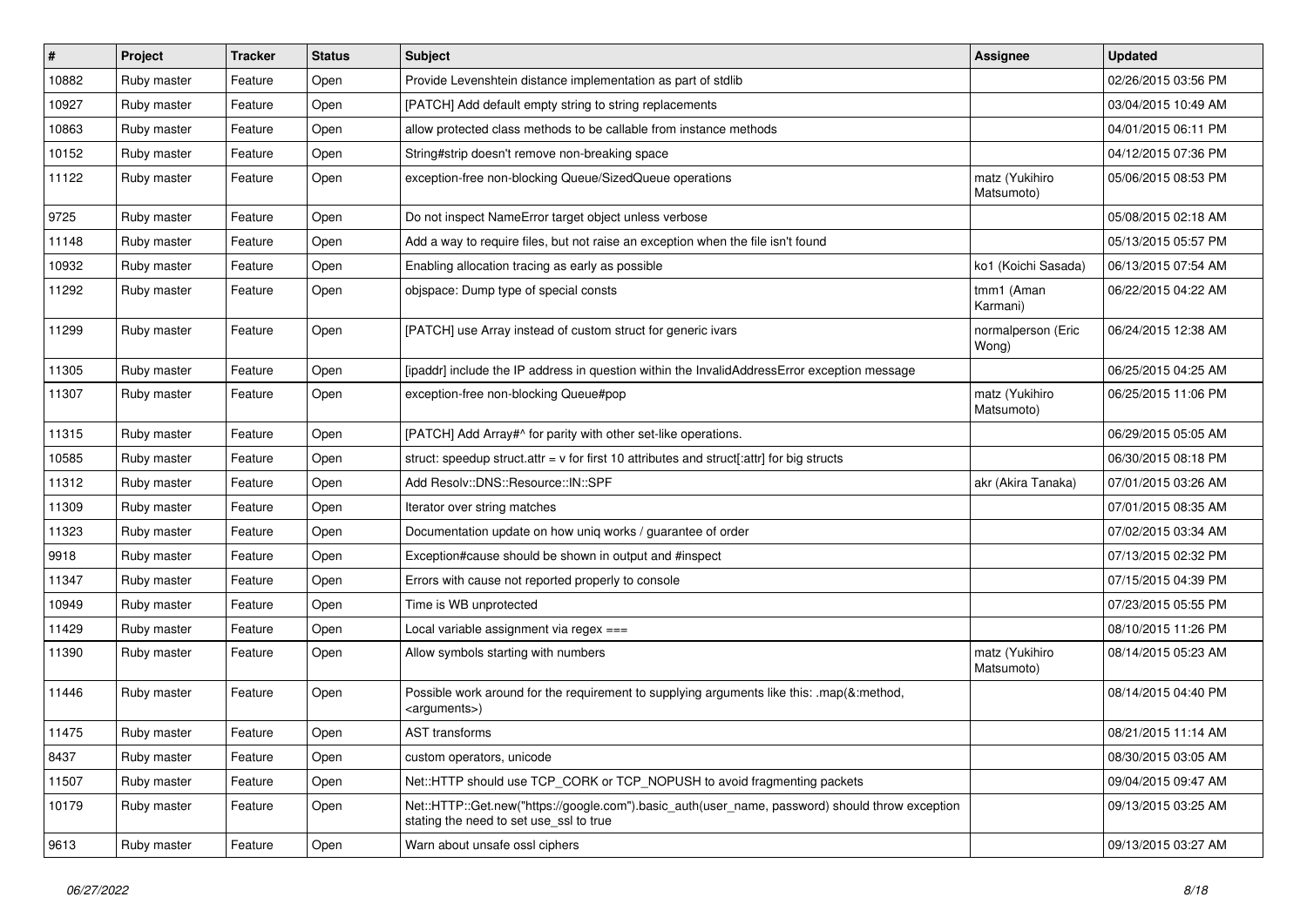| # | Project | Tracker | Status | Subject | Assignee | Updated |
|---|---|---|---|---|---|---|
| 10882 | Ruby master | Feature | Open | Provide Levenshtein distance implementation as part of stdlib | | 02/26/2015 03:56 PM |
| 10927 | Ruby master | Feature | Open | [PATCH] Add default empty string to string replacements | | 03/04/2015 10:49 AM |
| 10863 | Ruby master | Feature | Open | allow protected class methods to be callable from instance methods | | 04/01/2015 06:11 PM |
| 10152 | Ruby master | Feature | Open | String#strip doesn't remove non-breaking space | | 04/12/2015 07:36 PM |
| 11122 | Ruby master | Feature | Open | exception-free non-blocking Queue/SizedQueue operations | matz (Yukihiro Matsumoto) | 05/06/2015 08:53 PM |
| 9725 | Ruby master | Feature | Open | Do not inspect NameError target object unless verbose | | 05/08/2015 02:18 AM |
| 11148 | Ruby master | Feature | Open | Add a way to require files, but not raise an exception when the file isn't found | | 05/13/2015 05:57 PM |
| 10932 | Ruby master | Feature | Open | Enabling allocation tracing as early as possible | ko1 (Koichi Sasada) | 06/13/2015 07:54 AM |
| 11292 | Ruby master | Feature | Open | objspace: Dump type of special consts | tmm1 (Aman Karmani) | 06/22/2015 04:22 AM |
| 11299 | Ruby master | Feature | Open | [PATCH] use Array instead of custom struct for generic ivars | normalperson (Eric Wong) | 06/24/2015 12:38 AM |
| 11305 | Ruby master | Feature | Open | [ipaddr] include the IP address in question within the InvalidAddressError exception message | | 06/25/2015 04:25 AM |
| 11307 | Ruby master | Feature | Open | exception-free non-blocking Queue#pop | matz (Yukihiro Matsumoto) | 06/25/2015 11:06 PM |
| 11315 | Ruby master | Feature | Open | [PATCH] Add Array#^ for parity with other set-like operations. | | 06/29/2015 05:05 AM |
| 10585 | Ruby master | Feature | Open | struct: speedup struct.attr = v for first 10 attributes and struct[:attr] for big structs | | 06/30/2015 08:18 PM |
| 11312 | Ruby master | Feature | Open | Add Resolv::DNS::Resource::IN::SPF | akr (Akira Tanaka) | 07/01/2015 03:26 AM |
| 11309 | Ruby master | Feature | Open | Iterator over string matches | | 07/01/2015 08:35 AM |
| 11323 | Ruby master | Feature | Open | Documentation update on how uniq works / guarantee of order | | 07/02/2015 03:34 AM |
| 9918 | Ruby master | Feature | Open | Exception#cause should be shown in output and #inspect | | 07/13/2015 02:32 PM |
| 11347 | Ruby master | Feature | Open | Errors with cause not reported properly to console | | 07/15/2015 04:39 PM |
| 10949 | Ruby master | Feature | Open | Time is WB unprotected | | 07/23/2015 05:55 PM |
| 11429 | Ruby master | Feature | Open | Local variable assignment via regex === | | 08/10/2015 11:26 PM |
| 11390 | Ruby master | Feature | Open | Allow symbols starting with numbers | matz (Yukihiro Matsumoto) | 08/14/2015 05:23 AM |
| 11446 | Ruby master | Feature | Open | Possible work around for the requirement to supplying arguments like this: .map(&:method, <arguments>) | | 08/14/2015 04:40 PM |
| 11475 | Ruby master | Feature | Open | AST transforms | | 08/21/2015 11:14 AM |
| 8437 | Ruby master | Feature | Open | custom operators, unicode | | 08/30/2015 03:05 AM |
| 11507 | Ruby master | Feature | Open | Net::HTTP should use TCP_CORK or TCP_NOPUSH to avoid fragmenting packets | | 09/04/2015 09:47 AM |
| 10179 | Ruby master | Feature | Open | Net::HTTP::Get.new("https://google.com").basic_auth(user_name, password) should throw exception stating the need to set use_ssl to true | | 09/13/2015 03:25 AM |
| 9613 | Ruby master | Feature | Open | Warn about unsafe ossl ciphers | | 09/13/2015 03:27 AM |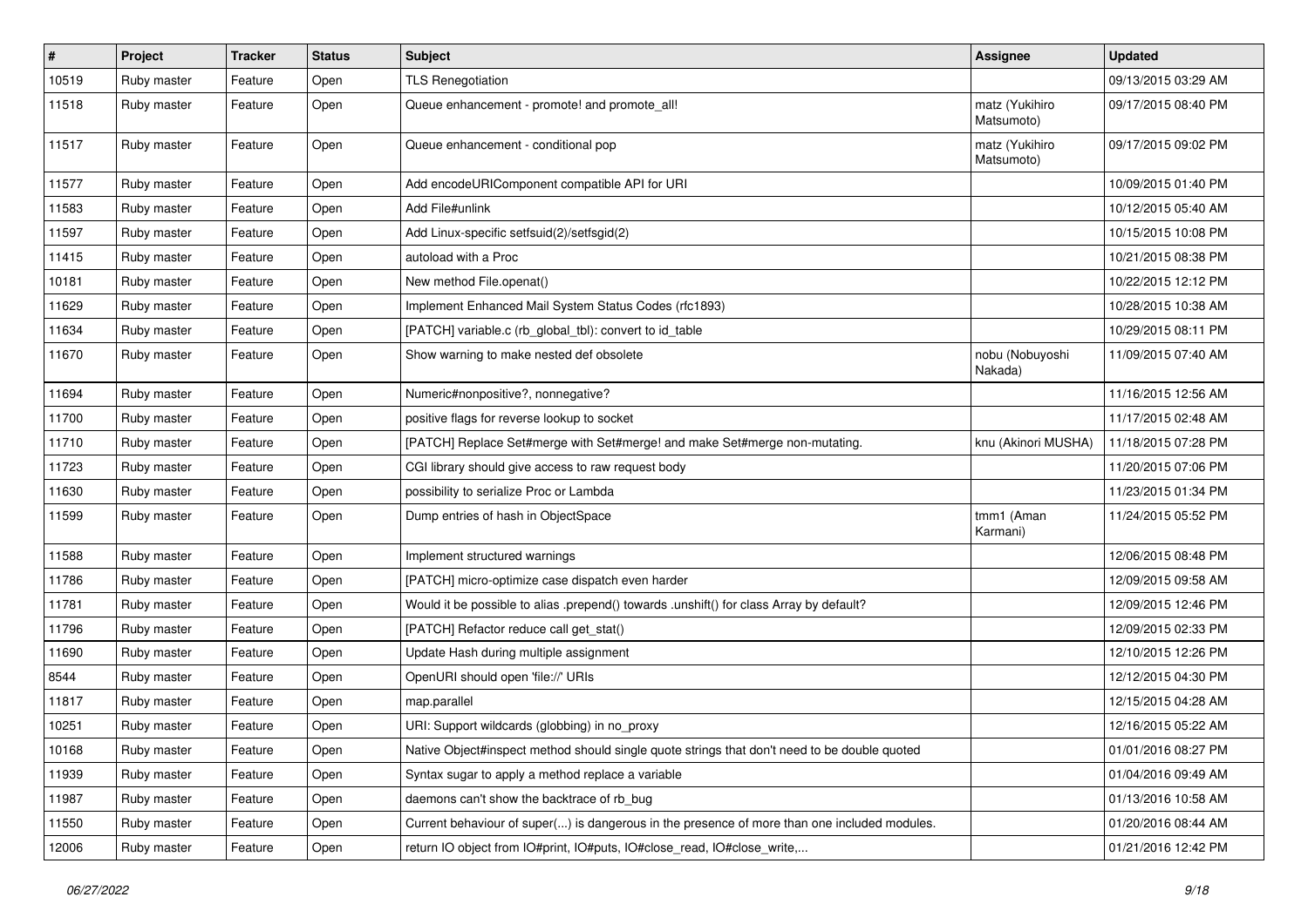| # | Project | Tracker | Status | Subject | Assignee | Updated |
|---|---|---|---|---|---|---|
| 10519 | Ruby master | Feature | Open | TLS Renegotiation | | 09/13/2015 03:29 AM |
| 11518 | Ruby master | Feature | Open | Queue enhancement - promote! and promote_all! | matz (Yukihiro Matsumoto) | 09/17/2015 08:40 PM |
| 11517 | Ruby master | Feature | Open | Queue enhancement - conditional pop | matz (Yukihiro Matsumoto) | 09/17/2015 09:02 PM |
| 11577 | Ruby master | Feature | Open | Add encodeURIComponent compatible API for URI | | 10/09/2015 01:40 PM |
| 11583 | Ruby master | Feature | Open | Add File#unlink | | 10/12/2015 05:40 AM |
| 11597 | Ruby master | Feature | Open | Add Linux-specific setfsuid(2)/setfsgid(2) | | 10/15/2015 10:08 PM |
| 11415 | Ruby master | Feature | Open | autoload with a Proc | | 10/21/2015 08:38 PM |
| 10181 | Ruby master | Feature | Open | New method File.openat() | | 10/22/2015 12:12 PM |
| 11629 | Ruby master | Feature | Open | Implement Enhanced Mail System Status Codes (rfc1893) | | 10/28/2015 10:38 AM |
| 11634 | Ruby master | Feature | Open | [PATCH] variable.c (rb_global_tbl): convert to id_table | | 10/29/2015 08:11 PM |
| 11670 | Ruby master | Feature | Open | Show warning to make nested def obsolete | nobu (Nobuyoshi Nakada) | 11/09/2015 07:40 AM |
| 11694 | Ruby master | Feature | Open | Numeric#nonpositive?, nonnegative? | | 11/16/2015 12:56 AM |
| 11700 | Ruby master | Feature | Open | positive flags for reverse lookup to socket | | 11/17/2015 02:48 AM |
| 11710 | Ruby master | Feature | Open | [PATCH] Replace Set#merge with Set#merge! and make Set#merge non-mutating. | knu (Akinori MUSHA) | 11/18/2015 07:28 PM |
| 11723 | Ruby master | Feature | Open | CGI library should give access to raw request body | | 11/20/2015 07:06 PM |
| 11630 | Ruby master | Feature | Open | possibility to serialize Proc or Lambda | | 11/23/2015 01:34 PM |
| 11599 | Ruby master | Feature | Open | Dump entries of hash in ObjectSpace | tmm1 (Aman Karmani) | 11/24/2015 05:52 PM |
| 11588 | Ruby master | Feature | Open | Implement structured warnings | | 12/06/2015 08:48 PM |
| 11786 | Ruby master | Feature | Open | [PATCH] micro-optimize case dispatch even harder | | 12/09/2015 09:58 AM |
| 11781 | Ruby master | Feature | Open | Would it be possible to alias .prepend() towards .unshift() for class Array by default? | | 12/09/2015 12:46 PM |
| 11796 | Ruby master | Feature | Open | [PATCH] Refactor reduce call get_stat() | | 12/09/2015 02:33 PM |
| 11690 | Ruby master | Feature | Open | Update Hash during multiple assignment | | 12/10/2015 12:26 PM |
| 8544 | Ruby master | Feature | Open | OpenURI should open 'file://' URIs | | 12/12/2015 04:30 PM |
| 11817 | Ruby master | Feature | Open | map.parallel | | 12/15/2015 04:28 AM |
| 10251 | Ruby master | Feature | Open | URI: Support wildcards (globbing) in no_proxy | | 12/16/2015 05:22 AM |
| 10168 | Ruby master | Feature | Open | Native Object#inspect method should single quote strings that don't need to be double quoted | | 01/01/2016 08:27 PM |
| 11939 | Ruby master | Feature | Open | Syntax sugar to apply a method replace a variable | | 01/04/2016 09:49 AM |
| 11987 | Ruby master | Feature | Open | daemons can't show the backtrace of rb_bug | | 01/13/2016 10:58 AM |
| 11550 | Ruby master | Feature | Open | Current behaviour of super(...) is dangerous in the presence of more than one included modules. | | 01/20/2016 08:44 AM |
| 12006 | Ruby master | Feature | Open | return IO object from IO#print, IO#puts, IO#close_read, IO#close_write,... | | 01/21/2016 12:42 PM |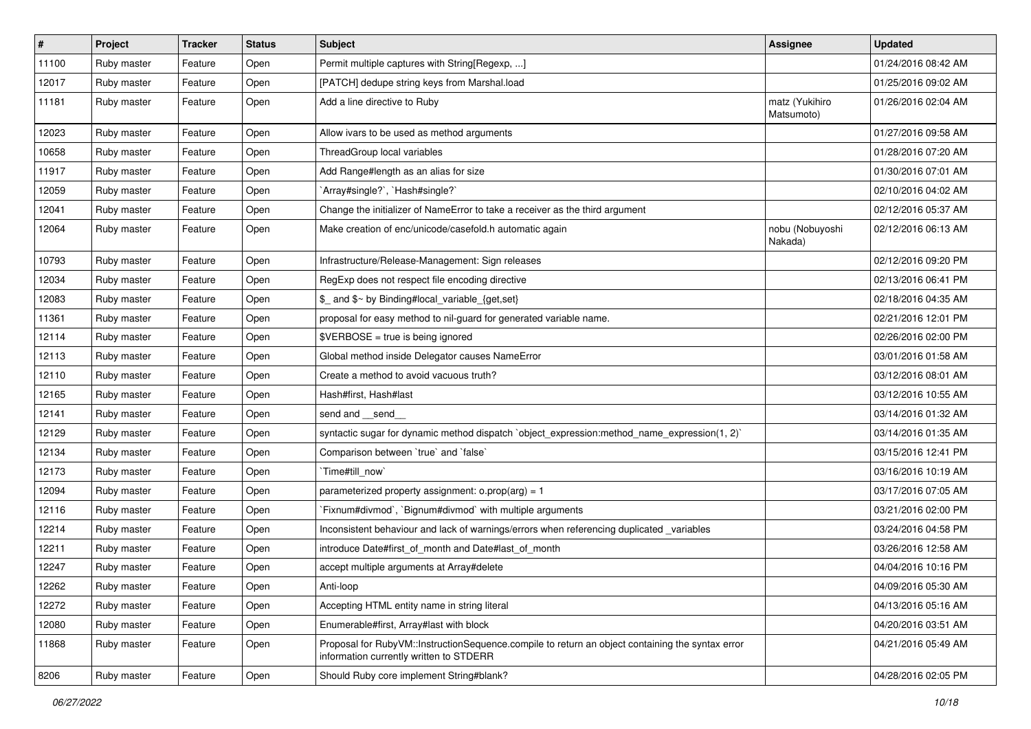| # | Project | Tracker | Status | Subject | Assignee | Updated |
|---|---|---|---|---|---|---|
| 11100 | Ruby master | Feature | Open | Permit multiple captures with String[Regexp, ...] | | 01/24/2016 08:42 AM |
| 12017 | Ruby master | Feature | Open | [PATCH] dedupe string keys from Marshal.load | | 01/25/2016 09:02 AM |
| 11181 | Ruby master | Feature | Open | Add a line directive to Ruby | matz (Yukihiro Matsumoto) | 01/26/2016 02:04 AM |
| 12023 | Ruby master | Feature | Open | Allow ivars to be used as method arguments | | 01/27/2016 09:58 AM |
| 10658 | Ruby master | Feature | Open | ThreadGroup local variables | | 01/28/2016 07:20 AM |
| 11917 | Ruby master | Feature | Open | Add Range#length as an alias for size | | 01/30/2016 07:01 AM |
| 12059 | Ruby master | Feature | Open | `Array#single?`, `Hash#single?` | | 02/10/2016 04:02 AM |
| 12041 | Ruby master | Feature | Open | Change the initializer of NameError to take a receiver as the third argument | | 02/12/2016 05:37 AM |
| 12064 | Ruby master | Feature | Open | Make creation of enc/unicode/casefold.h automatic again | nobu (Nobuyoshi Nakada) | 02/12/2016 06:13 AM |
| 10793 | Ruby master | Feature | Open | Infrastructure/Release-Management: Sign releases | | 02/12/2016 09:20 PM |
| 12034 | Ruby master | Feature | Open | RegExp does not respect file encoding directive | | 02/13/2016 06:41 PM |
| 12083 | Ruby master | Feature | Open | $_ and $~ by Binding#local_variable_{get,set} | | 02/18/2016 04:35 AM |
| 11361 | Ruby master | Feature | Open | proposal for easy method to nil-guard for generated variable name. | | 02/21/2016 12:01 PM |
| 12114 | Ruby master | Feature | Open | $VERBOSE = true is being ignored | | 02/26/2016 02:00 PM |
| 12113 | Ruby master | Feature | Open | Global method inside Delegator causes NameError | | 03/01/2016 01:58 AM |
| 12110 | Ruby master | Feature | Open | Create a method to avoid vacuous truth? | | 03/12/2016 08:01 AM |
| 12165 | Ruby master | Feature | Open | Hash#first, Hash#last | | 03/12/2016 10:55 AM |
| 12141 | Ruby master | Feature | Open | send and __send__ | | 03/14/2016 01:32 AM |
| 12129 | Ruby master | Feature | Open | syntactic sugar for dynamic method dispatch `object_expression:method_name_expression(1, 2)` | | 03/14/2016 01:35 AM |
| 12134 | Ruby master | Feature | Open | Comparison between `true` and `false` | | 03/15/2016 12:41 PM |
| 12173 | Ruby master | Feature | Open | `Time#till_now` | | 03/16/2016 10:19 AM |
| 12094 | Ruby master | Feature | Open | parameterized property assignment: o.prop(arg) = 1 | | 03/17/2016 07:05 AM |
| 12116 | Ruby master | Feature | Open | `Fixnum#divmod`, `Bignum#divmod` with multiple arguments | | 03/21/2016 02:00 PM |
| 12214 | Ruby master | Feature | Open | Inconsistent behaviour and lack of warnings/errors when referencing duplicated _variables | | 03/24/2016 04:58 PM |
| 12211 | Ruby master | Feature | Open | introduce Date#first_of_month and Date#last_of_month | | 03/26/2016 12:58 AM |
| 12247 | Ruby master | Feature | Open | accept multiple arguments at Array#delete | | 04/04/2016 10:16 PM |
| 12262 | Ruby master | Feature | Open | Anti-loop | | 04/09/2016 05:30 AM |
| 12272 | Ruby master | Feature | Open | Accepting HTML entity name in string literal | | 04/13/2016 05:16 AM |
| 12080 | Ruby master | Feature | Open | Enumerable#first, Array#last with block | | 04/20/2016 03:51 AM |
| 11868 | Ruby master | Feature | Open | Proposal for RubyVM::InstructionSequence.compile to return an object containing the syntax error information currently written to STDERR | | 04/21/2016 05:49 AM |
| 8206 | Ruby master | Feature | Open | Should Ruby core implement String#blank? | | 04/28/2016 02:05 PM |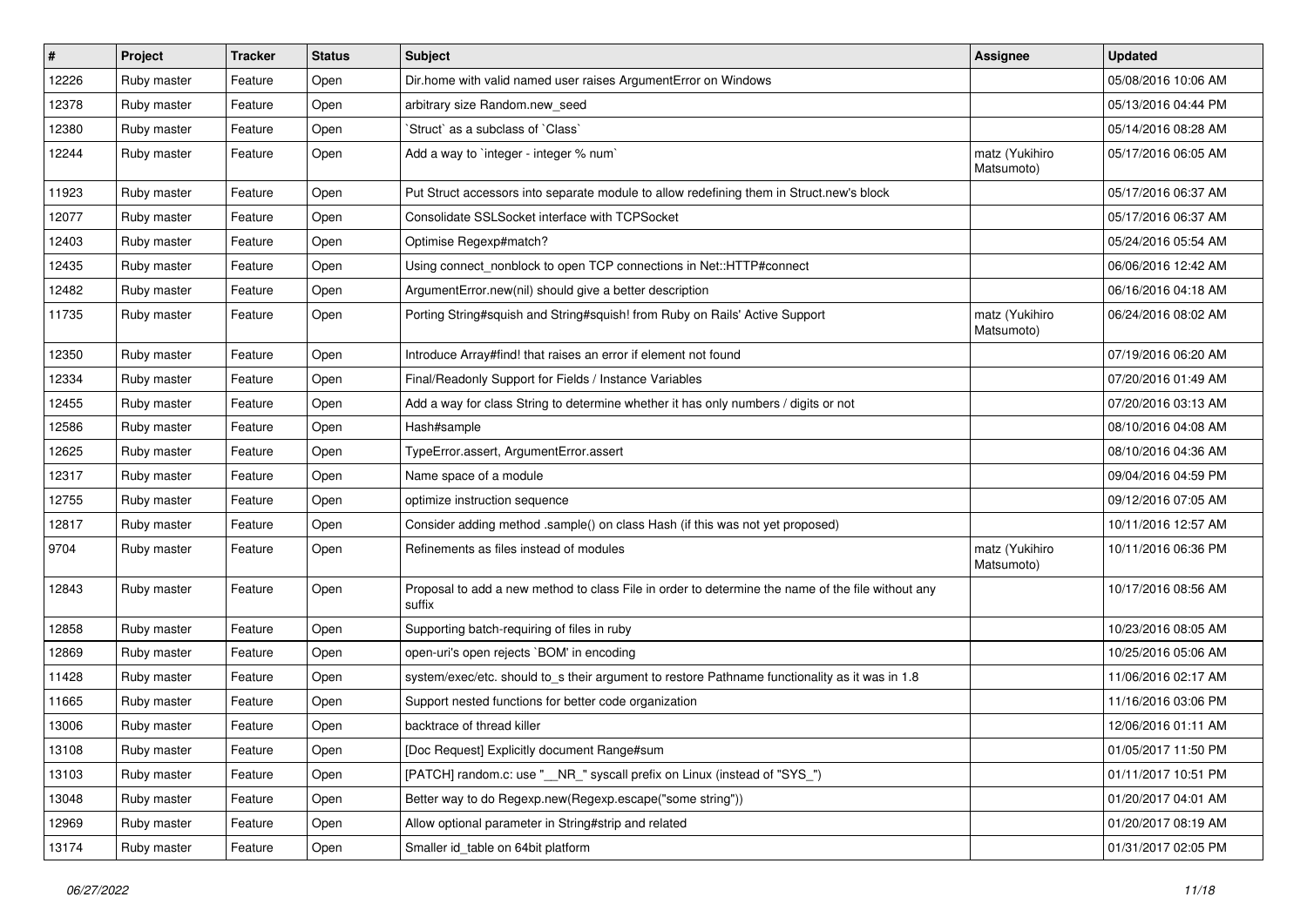| # | Project | Tracker | Status | Subject | Assignee | Updated |
|---|---|---|---|---|---|---|
| 12226 | Ruby master | Feature | Open | Dir.home with valid named user raises ArgumentError on Windows | | 05/08/2016 10:06 AM |
| 12378 | Ruby master | Feature | Open | arbitrary size Random.new_seed | | 05/13/2016 04:44 PM |
| 12380 | Ruby master | Feature | Open | `Struct` as a subclass of `Class` | | 05/14/2016 08:28 AM |
| 12244 | Ruby master | Feature | Open | Add a way to `integer - integer % num` | matz (Yukihiro Matsumoto) | 05/17/2016 06:05 AM |
| 11923 | Ruby master | Feature | Open | Put Struct accessors into separate module to allow redefining them in Struct.new's block | | 05/17/2016 06:37 AM |
| 12077 | Ruby master | Feature | Open | Consolidate SSLSocket interface with TCPSocket | | 05/17/2016 06:37 AM |
| 12403 | Ruby master | Feature | Open | Optimise Regexp#match? | | 05/24/2016 05:54 AM |
| 12435 | Ruby master | Feature | Open | Using connect_nonblock to open TCP connections in Net::HTTP#connect | | 06/06/2016 12:42 AM |
| 12482 | Ruby master | Feature | Open | ArgumentError.new(nil) should give a better description | | 06/16/2016 04:18 AM |
| 11735 | Ruby master | Feature | Open | Porting String#squish and String#squish! from Ruby on Rails' Active Support | matz (Yukihiro Matsumoto) | 06/24/2016 08:02 AM |
| 12350 | Ruby master | Feature | Open | Introduce Array#find! that raises an error if element not found | | 07/19/2016 06:20 AM |
| 12334 | Ruby master | Feature | Open | Final/Readonly Support for Fields / Instance Variables | | 07/20/2016 01:49 AM |
| 12455 | Ruby master | Feature | Open | Add a way for class String to determine whether it has only numbers / digits or not | | 07/20/2016 03:13 AM |
| 12586 | Ruby master | Feature | Open | Hash#sample | | 08/10/2016 04:08 AM |
| 12625 | Ruby master | Feature | Open | TypeError.assert, ArgumentError.assert | | 08/10/2016 04:36 AM |
| 12317 | Ruby master | Feature | Open | Name space of a module | | 09/04/2016 04:59 PM |
| 12755 | Ruby master | Feature | Open | optimize instruction sequence | | 09/12/2016 07:05 AM |
| 12817 | Ruby master | Feature | Open | Consider adding method .sample() on class Hash (if this was not yet proposed) | | 10/11/2016 12:57 AM |
| 9704 | Ruby master | Feature | Open | Refinements as files instead of modules | matz (Yukihiro Matsumoto) | 10/11/2016 06:36 PM |
| 12843 | Ruby master | Feature | Open | Proposal to add a new method to class File in order to determine the name of the file without any suffix | | 10/17/2016 08:56 AM |
| 12858 | Ruby master | Feature | Open | Supporting batch-requiring of files in ruby | | 10/23/2016 08:05 AM |
| 12869 | Ruby master | Feature | Open | open-uri's open rejects `BOM' in encoding | | 10/25/2016 05:06 AM |
| 11428 | Ruby master | Feature | Open | system/exec/etc. should to_s their argument to restore Pathname functionality as it was in 1.8 | | 11/06/2016 02:17 AM |
| 11665 | Ruby master | Feature | Open | Support nested functions for better code organization | | 11/16/2016 03:06 PM |
| 13006 | Ruby master | Feature | Open | backtrace of thread killer | | 12/06/2016 01:11 AM |
| 13108 | Ruby master | Feature | Open | [Doc Request] Explicitly document Range#sum | | 01/05/2017 11:50 PM |
| 13103 | Ruby master | Feature | Open | [PATCH] random.c: use "__NR_" syscall prefix on Linux (instead of "SYS_") | | 01/11/2017 10:51 PM |
| 13048 | Ruby master | Feature | Open | Better way to do Regexp.new(Regexp.escape("some string")) | | 01/20/2017 04:01 AM |
| 12969 | Ruby master | Feature | Open | Allow optional parameter in String#strip and related | | 01/20/2017 08:19 AM |
| 13174 | Ruby master | Feature | Open | Smaller id_table on 64bit platform | | 01/31/2017 02:05 PM |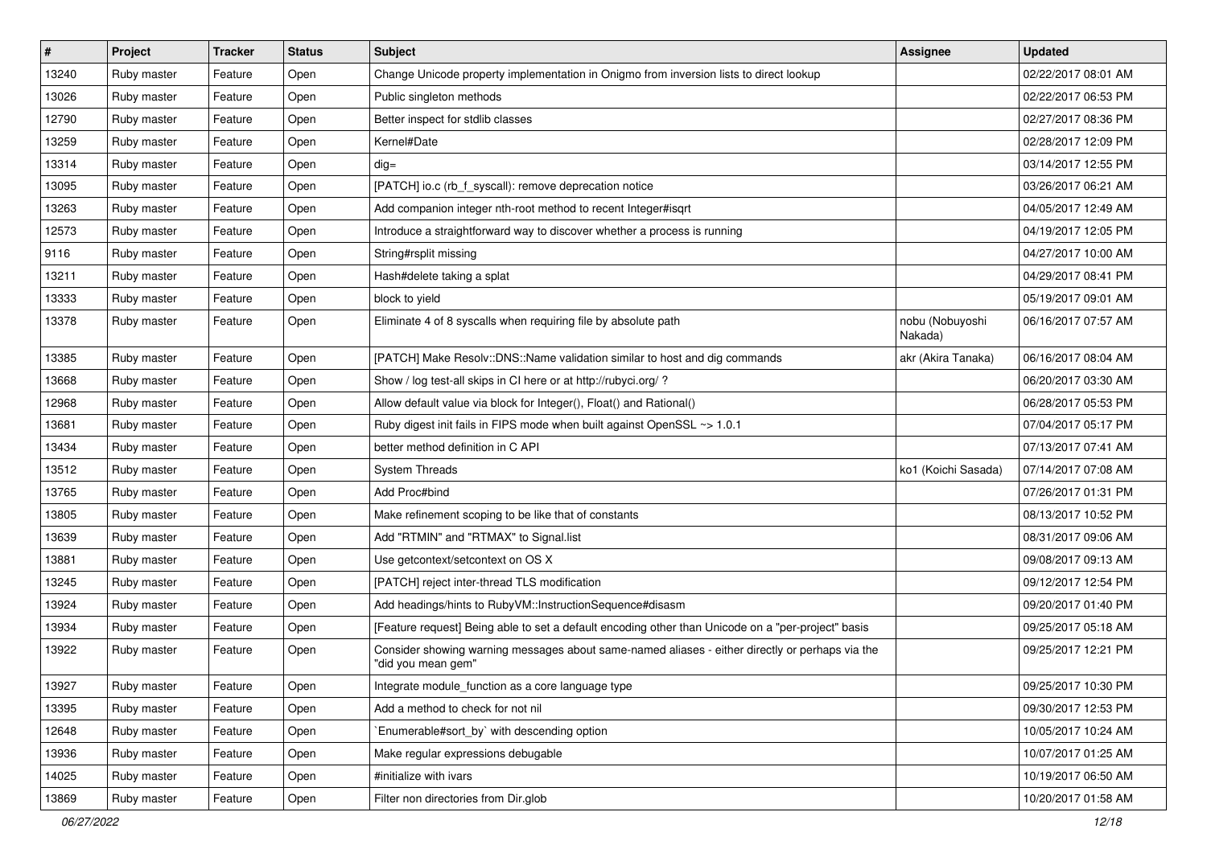| # | Project | Tracker | Status | Subject | Assignee | Updated |
|---|---|---|---|---|---|---|
| 13240 | Ruby master | Feature | Open | Change Unicode property implementation in Onigmo from inversion lists to direct lookup | | 02/22/2017 08:01 AM |
| 13026 | Ruby master | Feature | Open | Public singleton methods | | 02/22/2017 06:53 PM |
| 12790 | Ruby master | Feature | Open | Better inspect for stdlib classes | | 02/27/2017 08:36 PM |
| 13259 | Ruby master | Feature | Open | Kernel#Date | | 02/28/2017 12:09 PM |
| 13314 | Ruby master | Feature | Open | dig= | | 03/14/2017 12:55 PM |
| 13095 | Ruby master | Feature | Open | [PATCH] io.c (rb_f_syscall): remove deprecation notice | | 03/26/2017 06:21 AM |
| 13263 | Ruby master | Feature | Open | Add companion integer nth-root method to recent Integer#isqrt | | 04/05/2017 12:49 AM |
| 12573 | Ruby master | Feature | Open | Introduce a straightforward way to discover whether a process is running | | 04/19/2017 12:05 PM |
| 9116 | Ruby master | Feature | Open | String#rsplit missing | | 04/27/2017 10:00 AM |
| 13211 | Ruby master | Feature | Open | Hash#delete taking a splat | | 04/29/2017 08:41 PM |
| 13333 | Ruby master | Feature | Open | block to yield | | 05/19/2017 09:01 AM |
| 13378 | Ruby master | Feature | Open | Eliminate 4 of 8 syscalls when requiring file by absolute path | nobu (Nobuyoshi Nakada) | 06/16/2017 07:57 AM |
| 13385 | Ruby master | Feature | Open | [PATCH] Make Resolv::DNS::Name validation similar to host and dig commands | akr (Akira Tanaka) | 06/16/2017 08:04 AM |
| 13668 | Ruby master | Feature | Open | Show / log test-all skips in CI here or at http://rubyci.org/ ? | | 06/20/2017 03:30 AM |
| 12968 | Ruby master | Feature | Open | Allow default value via block for Integer(), Float() and Rational() | | 06/28/2017 05:53 PM |
| 13681 | Ruby master | Feature | Open | Ruby digest init fails in FIPS mode when built against OpenSSL ~> 1.0.1 | | 07/04/2017 05:17 PM |
| 13434 | Ruby master | Feature | Open | better method definition in C API | | 07/13/2017 07:41 AM |
| 13512 | Ruby master | Feature | Open | System Threads | ko1 (Koichi Sasada) | 07/14/2017 07:08 AM |
| 13765 | Ruby master | Feature | Open | Add Proc#bind | | 07/26/2017 01:31 PM |
| 13805 | Ruby master | Feature | Open | Make refinement scoping to be like that of constants | | 08/13/2017 10:52 PM |
| 13639 | Ruby master | Feature | Open | Add "RTMIN" and "RTMAX" to Signal.list | | 08/31/2017 09:06 AM |
| 13881 | Ruby master | Feature | Open | Use getcontext/setcontext on OS X | | 09/08/2017 09:13 AM |
| 13245 | Ruby master | Feature | Open | [PATCH] reject inter-thread TLS modification | | 09/12/2017 12:54 PM |
| 13924 | Ruby master | Feature | Open | Add headings/hints to RubyVM::InstructionSequence#disasm | | 09/20/2017 01:40 PM |
| 13934 | Ruby master | Feature | Open | [Feature request] Being able to set a default encoding other than Unicode on a "per-project" basis | | 09/25/2017 05:18 AM |
| 13922 | Ruby master | Feature | Open | Consider showing warning messages about same-named aliases - either directly or perhaps via the "did you mean gem" | | 09/25/2017 12:21 PM |
| 13927 | Ruby master | Feature | Open | Integrate module_function as a core language type | | 09/25/2017 10:30 PM |
| 13395 | Ruby master | Feature | Open | Add a method to check for not nil | | 09/30/2017 12:53 PM |
| 12648 | Ruby master | Feature | Open | `Enumerable#sort_by` with descending option | | 10/05/2017 10:24 AM |
| 13936 | Ruby master | Feature | Open | Make regular expressions debugable | | 10/07/2017 01:25 AM |
| 14025 | Ruby master | Feature | Open | #initialize with ivars | | 10/19/2017 06:50 AM |
| 13869 | Ruby master | Feature | Open | Filter non directories from Dir.glob | | 10/20/2017 01:58 AM |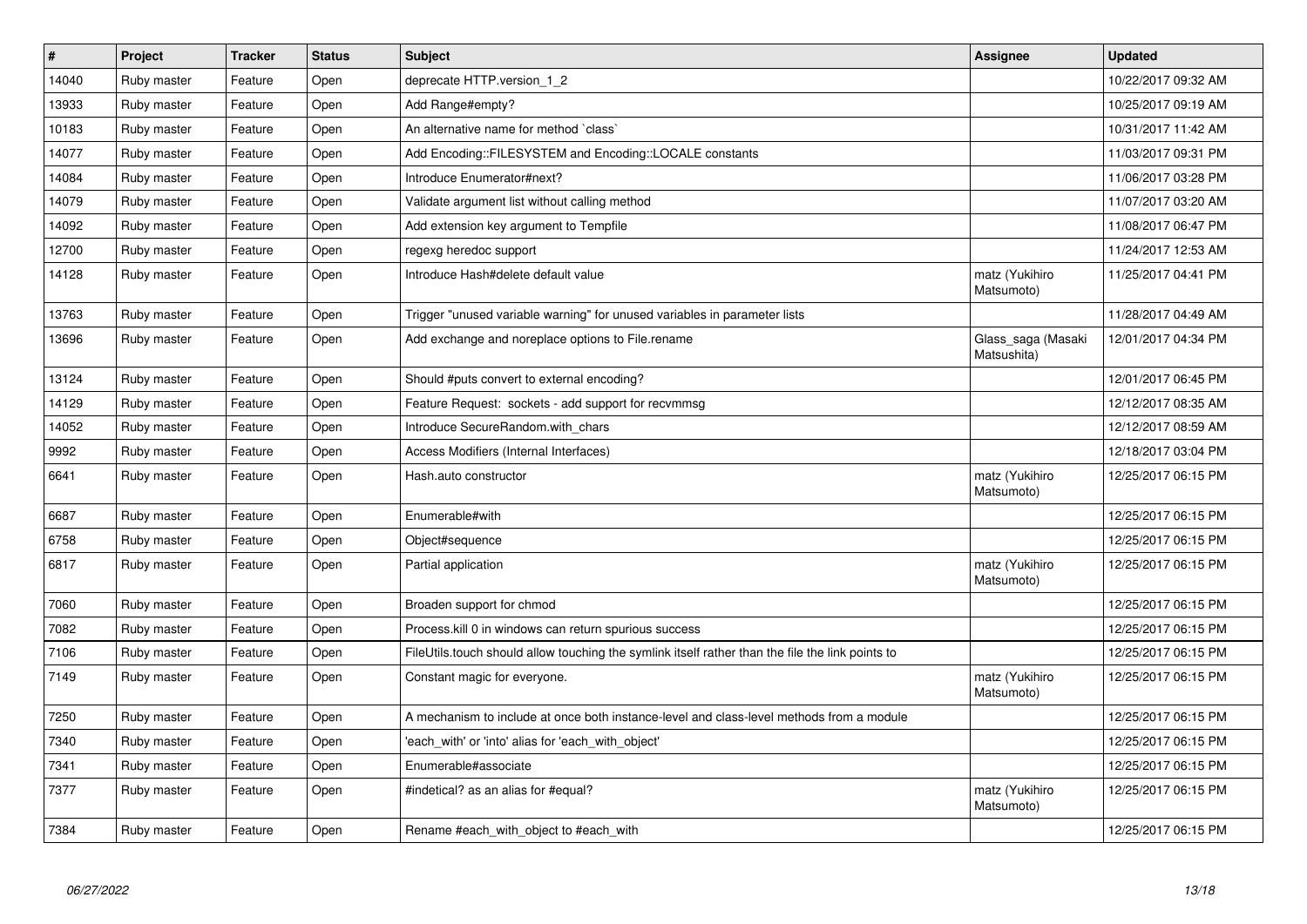| # | Project | Tracker | Status | Subject | Assignee | Updated |
|---|---|---|---|---|---|---|
| 14040 | Ruby master | Feature | Open | deprecate HTTP.version_1_2 | | 10/22/2017 09:32 AM |
| 13933 | Ruby master | Feature | Open | Add Range#empty? | | 10/25/2017 09:19 AM |
| 10183 | Ruby master | Feature | Open | An alternative name for method `class` | | 10/31/2017 11:42 AM |
| 14077 | Ruby master | Feature | Open | Add Encoding::FILESYSTEM and Encoding::LOCALE constants | | 11/03/2017 09:31 PM |
| 14084 | Ruby master | Feature | Open | Introduce Enumerator#next? | | 11/06/2017 03:28 PM |
| 14079 | Ruby master | Feature | Open | Validate argument list without calling method | | 11/07/2017 03:20 AM |
| 14092 | Ruby master | Feature | Open | Add extension key argument to Tempfile | | 11/08/2017 06:47 PM |
| 12700 | Ruby master | Feature | Open | regexg heredoc support | | 11/24/2017 12:53 AM |
| 14128 | Ruby master | Feature | Open | Introduce Hash#delete default value | matz (Yukihiro Matsumoto) | 11/25/2017 04:41 PM |
| 13763 | Ruby master | Feature | Open | Trigger "unused variable warning" for unused variables in parameter lists | | 11/28/2017 04:49 AM |
| 13696 | Ruby master | Feature | Open | Add exchange and noreplace options to File.rename | Glass_saga (Masaki Matsushita) | 12/01/2017 04:34 PM |
| 13124 | Ruby master | Feature | Open | Should #puts convert to external encoding? | | 12/01/2017 06:45 PM |
| 14129 | Ruby master | Feature | Open | Feature Request: sockets - add support for recvmmsg | | 12/12/2017 08:35 AM |
| 14052 | Ruby master | Feature | Open | Introduce SecureRandom.with_chars | | 12/12/2017 08:59 AM |
| 9992 | Ruby master | Feature | Open | Access Modifiers (Internal Interfaces) | | 12/18/2017 03:04 PM |
| 6641 | Ruby master | Feature | Open | Hash.auto constructor | matz (Yukihiro Matsumoto) | 12/25/2017 06:15 PM |
| 6687 | Ruby master | Feature | Open | Enumerable#with | | 12/25/2017 06:15 PM |
| 6758 | Ruby master | Feature | Open | Object#sequence | | 12/25/2017 06:15 PM |
| 6817 | Ruby master | Feature | Open | Partial application | matz (Yukihiro Matsumoto) | 12/25/2017 06:15 PM |
| 7060 | Ruby master | Feature | Open | Broaden support for chmod | | 12/25/2017 06:15 PM |
| 7082 | Ruby master | Feature | Open | Process.kill 0 in windows can return spurious success | | 12/25/2017 06:15 PM |
| 7106 | Ruby master | Feature | Open | FileUtils.touch should allow touching the symlink itself rather than the file the link points to | | 12/25/2017 06:15 PM |
| 7149 | Ruby master | Feature | Open | Constant magic for everyone. | matz (Yukihiro Matsumoto) | 12/25/2017 06:15 PM |
| 7250 | Ruby master | Feature | Open | A mechanism to include at once both instance-level and class-level methods from a module | | 12/25/2017 06:15 PM |
| 7340 | Ruby master | Feature | Open | 'each_with' or 'into' alias for 'each_with_object' | | 12/25/2017 06:15 PM |
| 7341 | Ruby master | Feature | Open | Enumerable#associate | | 12/25/2017 06:15 PM |
| 7377 | Ruby master | Feature | Open | #indetical? as an alias for #equal? | matz (Yukihiro Matsumoto) | 12/25/2017 06:15 PM |
| 7384 | Ruby master | Feature | Open | Rename #each_with_object to #each_with | | 12/25/2017 06:15 PM |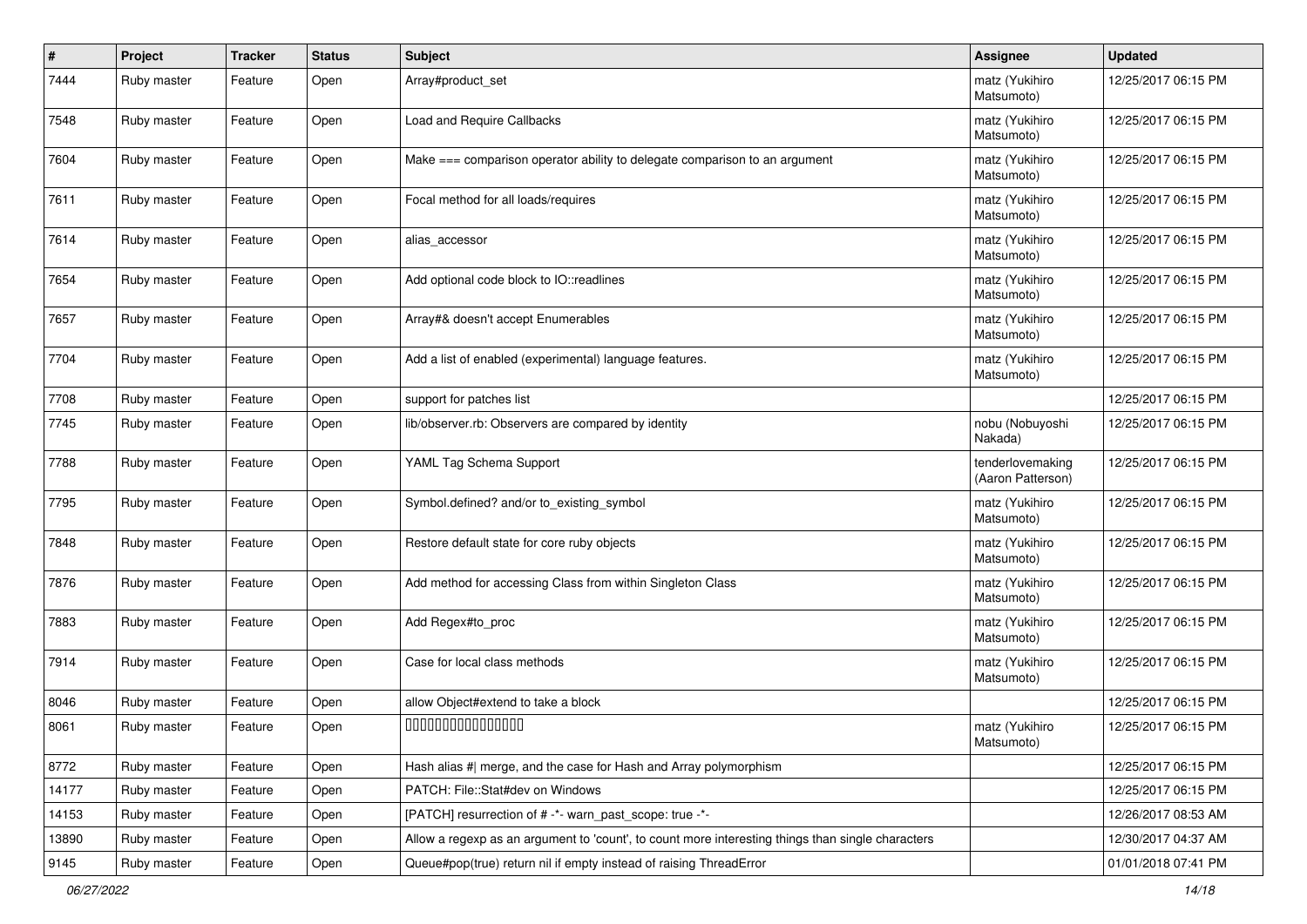| # | Project | Tracker | Status | Subject | Assignee | Updated |
|---|---|---|---|---|---|---|
| 7444 | Ruby master | Feature | Open | Array#product_set | matz (Yukihiro Matsumoto) | 12/25/2017 06:15 PM |
| 7548 | Ruby master | Feature | Open | Load and Require Callbacks | matz (Yukihiro Matsumoto) | 12/25/2017 06:15 PM |
| 7604 | Ruby master | Feature | Open | Make === comparison operator ability to delegate comparison to an argument | matz (Yukihiro Matsumoto) | 12/25/2017 06:15 PM |
| 7611 | Ruby master | Feature | Open | Focal method for all loads/requires | matz (Yukihiro Matsumoto) | 12/25/2017 06:15 PM |
| 7614 | Ruby master | Feature | Open | alias_accessor | matz (Yukihiro Matsumoto) | 12/25/2017 06:15 PM |
| 7654 | Ruby master | Feature | Open | Add optional code block to IO::readlines | matz (Yukihiro Matsumoto) | 12/25/2017 06:15 PM |
| 7657 | Ruby master | Feature | Open | Array#& doesn't accept Enumerables | matz (Yukihiro Matsumoto) | 12/25/2017 06:15 PM |
| 7704 | Ruby master | Feature | Open | Add a list of enabled (experimental) language features. | matz (Yukihiro Matsumoto) | 12/25/2017 06:15 PM |
| 7708 | Ruby master | Feature | Open | support for patches list | | 12/25/2017 06:15 PM |
| 7745 | Ruby master | Feature | Open | lib/observer.rb: Observers are compared by identity | nobu (Nobuyoshi Nakada) | 12/25/2017 06:15 PM |
| 7788 | Ruby master | Feature | Open | YAML Tag Schema Support | tenderlovemaking (Aaron Patterson) | 12/25/2017 06:15 PM |
| 7795 | Ruby master | Feature | Open | Symbol.defined? and/or to_existing_symbol | matz (Yukihiro Matsumoto) | 12/25/2017 06:15 PM |
| 7848 | Ruby master | Feature | Open | Restore default state for core ruby objects | matz (Yukihiro Matsumoto) | 12/25/2017 06:15 PM |
| 7876 | Ruby master | Feature | Open | Add method for accessing Class from within Singleton Class | matz (Yukihiro Matsumoto) | 12/25/2017 06:15 PM |
| 7883 | Ruby master | Feature | Open | Add Regex#to_proc | matz (Yukihiro Matsumoto) | 12/25/2017 06:15 PM |
| 7914 | Ruby master | Feature | Open | Case for local class methods | matz (Yukihiro Matsumoto) | 12/25/2017 06:15 PM |
| 8046 | Ruby master | Feature | Open | allow Object#extend to take a block | | 12/25/2017 06:15 PM |
| 8061 | Ruby master | Feature | Open | ���������������� | matz (Yukihiro Matsumoto) | 12/25/2017 06:15 PM |
| 8772 | Ruby master | Feature | Open | Hash alias #\| merge, and the case for Hash and Array polymorphism | | 12/25/2017 06:15 PM |
| 14177 | Ruby master | Feature | Open | PATCH: File::Stat#dev on Windows | | 12/25/2017 06:15 PM |
| 14153 | Ruby master | Feature | Open | [PATCH] resurrection of # -*- warn_past_scope: true -*- | | 12/26/2017 08:53 AM |
| 13890 | Ruby master | Feature | Open | Allow a regexp as an argument to 'count', to count more interesting things than single characters | | 12/30/2017 04:37 AM |
| 9145 | Ruby master | Feature | Open | Queue#pop(true) return nil if empty instead of raising ThreadError | | 01/01/2018 07:41 PM |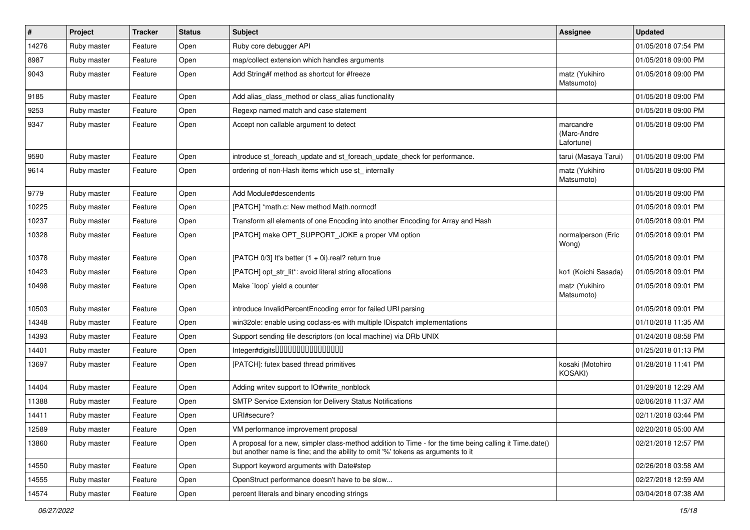| # | Project | Tracker | Status | Subject | Assignee | Updated |
| --- | --- | --- | --- | --- | --- | --- |
| 14276 | Ruby master | Feature | Open | Ruby core debugger API | | 01/05/2018 07:54 PM |
| 8987 | Ruby master | Feature | Open | map/collect extension which handles arguments | | 01/05/2018 09:00 PM |
| 9043 | Ruby master | Feature | Open | Add String#f method as shortcut for #freeze | matz (Yukihiro Matsumoto) | 01/05/2018 09:00 PM |
| 9185 | Ruby master | Feature | Open | Add alias_class_method or class_alias functionality | | 01/05/2018 09:00 PM |
| 9253 | Ruby master | Feature | Open | Regexp named match and case statement | | 01/05/2018 09:00 PM |
| 9347 | Ruby master | Feature | Open | Accept non callable argument to detect | marcandre (Marc-Andre Lafortune) | 01/05/2018 09:00 PM |
| 9590 | Ruby master | Feature | Open | introduce st_foreach_update and st_foreach_update_check for performance. | tarui (Masaya Tarui) | 01/05/2018 09:00 PM |
| 9614 | Ruby master | Feature | Open | ordering of non-Hash items which use st_ internally | matz (Yukihiro Matsumoto) | 01/05/2018 09:00 PM |
| 9779 | Ruby master | Feature | Open | Add Module#descendents | | 01/05/2018 09:00 PM |
| 10225 | Ruby master | Feature | Open | [PATCH] *math.c: New method Math.normcdf | | 01/05/2018 09:01 PM |
| 10237 | Ruby master | Feature | Open | Transform all elements of one Encoding into another Encoding for Array and Hash | | 01/05/2018 09:01 PM |
| 10328 | Ruby master | Feature | Open | [PATCH] make OPT_SUPPORT_JOKE a proper VM option | normalperson (Eric Wong) | 01/05/2018 09:01 PM |
| 10378 | Ruby master | Feature | Open | [PATCH 0/3] It's better (1 + 0i).real? return true | | 01/05/2018 09:01 PM |
| 10423 | Ruby master | Feature | Open | [PATCH] opt_str_lit*: avoid literal string allocations | ko1 (Koichi Sasada) | 01/05/2018 09:01 PM |
| 10498 | Ruby master | Feature | Open | Make `loop` yield a counter | matz (Yukihiro Matsumoto) | 01/05/2018 09:01 PM |
| 10503 | Ruby master | Feature | Open | introduce InvalidPercentEncoding error for failed URI parsing | | 01/05/2018 09:01 PM |
| 14348 | Ruby master | Feature | Open | win32ole: enable using coclass-es with multiple IDispatch implementations | | 01/10/2018 11:35 AM |
| 14393 | Ruby master | Feature | Open | Support sending file descriptors (on local machine) via DRb UNIX | | 01/24/2018 08:58 PM |
| 14401 | Ruby master | Feature | Open | Integer#digits���������������� | | 01/25/2018 01:13 PM |
| 13697 | Ruby master | Feature | Open | [PATCH]: futex based thread primitives | kosaki (Motohiro KOSAKI) | 01/28/2018 11:41 PM |
| 14404 | Ruby master | Feature | Open | Adding writev support to IO#write_nonblock | | 01/29/2018 12:29 AM |
| 11388 | Ruby master | Feature | Open | SMTP Service Extension for Delivery Status Notifications | | 02/06/2018 11:37 AM |
| 14411 | Ruby master | Feature | Open | URI#secure? | | 02/11/2018 03:44 PM |
| 12589 | Ruby master | Feature | Open | VM performance improvement proposal | | 02/20/2018 05:00 AM |
| 13860 | Ruby master | Feature | Open | A proposal for a new, simpler class-method addition to Time - for the time being calling it Time.date() but another name is fine; and the ability to omit '%' tokens as arguments to it | | 02/21/2018 12:57 PM |
| 14550 | Ruby master | Feature | Open | Support keyword arguments with Date#step | | 02/26/2018 03:58 AM |
| 14555 | Ruby master | Feature | Open | OpenStruct performance doesn't have to be slow... | | 02/27/2018 12:59 AM |
| 14574 | Ruby master | Feature | Open | percent literals and binary encoding strings | | 03/04/2018 07:38 AM |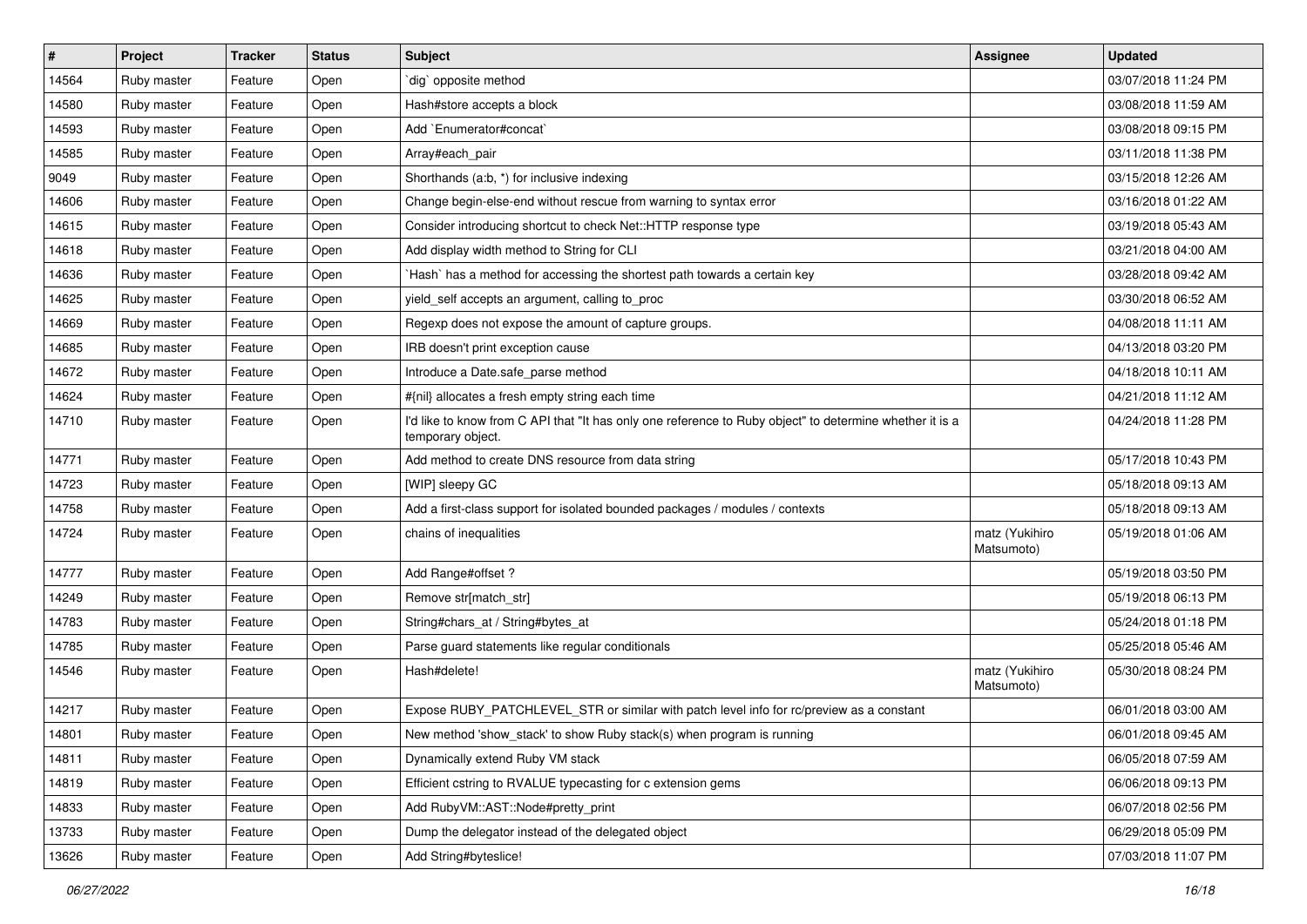| # | Project | Tracker | Status | Subject | Assignee | Updated |
| --- | --- | --- | --- | --- | --- | --- |
| 14564 | Ruby master | Feature | Open | `dig` opposite method | | 03/07/2018 11:24 PM |
| 14580 | Ruby master | Feature | Open | Hash#store accepts a block | | 03/08/2018 11:59 AM |
| 14593 | Ruby master | Feature | Open | Add `Enumerator#concat` | | 03/08/2018 09:15 PM |
| 14585 | Ruby master | Feature | Open | Array#each_pair | | 03/11/2018 11:38 PM |
| 9049 | Ruby master | Feature | Open | Shorthands (a:b, *) for inclusive indexing | | 03/15/2018 12:26 AM |
| 14606 | Ruby master | Feature | Open | Change begin-else-end without rescue from warning to syntax error | | 03/16/2018 01:22 AM |
| 14615 | Ruby master | Feature | Open | Consider introducing shortcut to check Net::HTTP response type | | 03/19/2018 05:43 AM |
| 14618 | Ruby master | Feature | Open | Add display width method to String for CLI | | 03/21/2018 04:00 AM |
| 14636 | Ruby master | Feature | Open | `Hash` has a method for accessing the shortest path towards a certain key | | 03/28/2018 09:42 AM |
| 14625 | Ruby master | Feature | Open | yield_self accepts an argument, calling to_proc | | 03/30/2018 06:52 AM |
| 14669 | Ruby master | Feature | Open | Regexp does not expose the amount of capture groups. | | 04/08/2018 11:11 AM |
| 14685 | Ruby master | Feature | Open | IRB doesn't print exception cause | | 04/13/2018 03:20 PM |
| 14672 | Ruby master | Feature | Open | Introduce a Date.safe_parse method | | 04/18/2018 10:11 AM |
| 14624 | Ruby master | Feature | Open | #{nil} allocates a fresh empty string each time | | 04/21/2018 11:12 AM |
| 14710 | Ruby master | Feature | Open | I'd like to know from C API that "It has only one reference to Ruby object" to determine whether it is a temporary object. | | 04/24/2018 11:28 PM |
| 14771 | Ruby master | Feature | Open | Add method to create DNS resource from data string | | 05/17/2018 10:43 PM |
| 14723 | Ruby master | Feature | Open | [WIP] sleepy GC | | 05/18/2018 09:13 AM |
| 14758 | Ruby master | Feature | Open | Add a first-class support for isolated bounded packages / modules / contexts | | 05/18/2018 09:13 AM |
| 14724 | Ruby master | Feature | Open | chains of inequalities | matz (Yukihiro Matsumoto) | 05/19/2018 01:06 AM |
| 14777 | Ruby master | Feature | Open | Add Range#offset ? | | 05/19/2018 03:50 PM |
| 14249 | Ruby master | Feature | Open | Remove str[match_str] | | 05/19/2018 06:13 PM |
| 14783 | Ruby master | Feature | Open | String#chars_at / String#bytes_at | | 05/24/2018 01:18 PM |
| 14785 | Ruby master | Feature | Open | Parse guard statements like regular conditionals | | 05/25/2018 05:46 AM |
| 14546 | Ruby master | Feature | Open | Hash#delete! | matz (Yukihiro Matsumoto) | 05/30/2018 08:24 PM |
| 14217 | Ruby master | Feature | Open | Expose RUBY_PATCHLEVEL_STR or similar with patch level info for rc/preview as a constant | | 06/01/2018 03:00 AM |
| 14801 | Ruby master | Feature | Open | New method 'show_stack' to show Ruby stack(s) when program is running | | 06/01/2018 09:45 AM |
| 14811 | Ruby master | Feature | Open | Dynamically extend Ruby VM stack | | 06/05/2018 07:59 AM |
| 14819 | Ruby master | Feature | Open | Efficient cstring to RVALUE typecasting for c extension gems | | 06/06/2018 09:13 PM |
| 14833 | Ruby master | Feature | Open | Add RubyVM::AST::Node#pretty_print | | 06/07/2018 02:56 PM |
| 13733 | Ruby master | Feature | Open | Dump the delegator instead of the delegated object | | 06/29/2018 05:09 PM |
| 13626 | Ruby master | Feature | Open | Add String#byteslice! | | 07/03/2018 11:07 PM |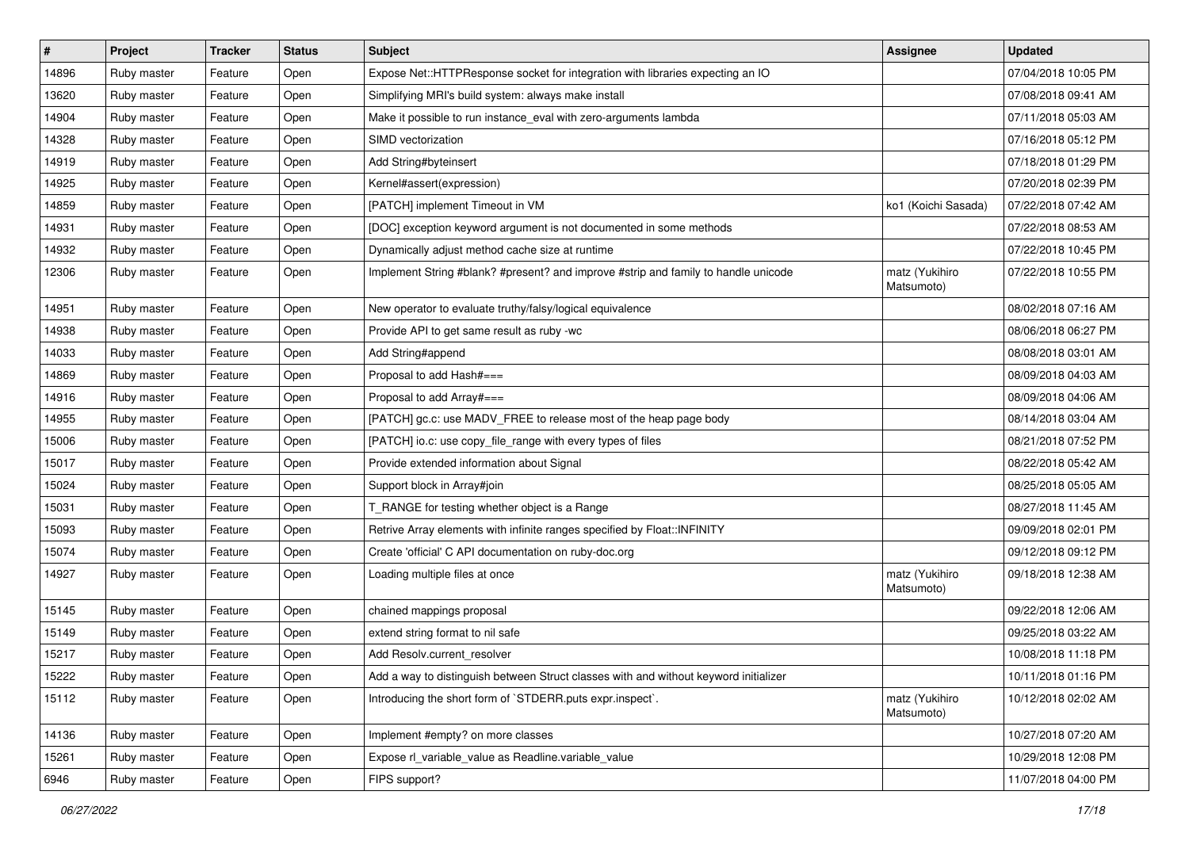| # | Project | Tracker | Status | Subject | Assignee | Updated |
|---|---|---|---|---|---|---|
| 14896 | Ruby master | Feature | Open | Expose Net::HTTPResponse socket for integration with libraries expecting an IO | | 07/04/2018 10:05 PM |
| 13620 | Ruby master | Feature | Open | Simplifying MRI's build system: always make install | | 07/08/2018 09:41 AM |
| 14904 | Ruby master | Feature | Open | Make it possible to run instance_eval with zero-arguments lambda | | 07/11/2018 05:03 AM |
| 14328 | Ruby master | Feature | Open | SIMD vectorization | | 07/16/2018 05:12 PM |
| 14919 | Ruby master | Feature | Open | Add String#byteinsert | | 07/18/2018 01:29 PM |
| 14925 | Ruby master | Feature | Open | Kernel#assert(expression) | | 07/20/2018 02:39 PM |
| 14859 | Ruby master | Feature | Open | [PATCH] implement Timeout in VM | ko1 (Koichi Sasada) | 07/22/2018 07:42 AM |
| 14931 | Ruby master | Feature | Open | [DOC] exception keyword argument is not documented in some methods | | 07/22/2018 08:53 AM |
| 14932 | Ruby master | Feature | Open | Dynamically adjust method cache size at runtime | | 07/22/2018 10:45 PM |
| 12306 | Ruby master | Feature | Open | Implement String #blank? #present? and improve #strip and family to handle unicode | matz (Yukihiro Matsumoto) | 07/22/2018 10:55 PM |
| 14951 | Ruby master | Feature | Open | New operator to evaluate truthy/falsy/logical equivalence | | 08/02/2018 07:16 AM |
| 14938 | Ruby master | Feature | Open | Provide API to get same result as ruby -wc | | 08/06/2018 06:27 PM |
| 14033 | Ruby master | Feature | Open | Add String#append | | 08/08/2018 03:01 AM |
| 14869 | Ruby master | Feature | Open | Proposal to add Hash#=== | | 08/09/2018 04:03 AM |
| 14916 | Ruby master | Feature | Open | Proposal to add Array#=== | | 08/09/2018 04:06 AM |
| 14955 | Ruby master | Feature | Open | [PATCH] gc.c: use MADV_FREE to release most of the heap page body | | 08/14/2018 03:04 AM |
| 15006 | Ruby master | Feature | Open | [PATCH] io.c: use copy_file_range with every types of files | | 08/21/2018 07:52 PM |
| 15017 | Ruby master | Feature | Open | Provide extended information about Signal | | 08/22/2018 05:42 AM |
| 15024 | Ruby master | Feature | Open | Support block in Array#join | | 08/25/2018 05:05 AM |
| 15031 | Ruby master | Feature | Open | T_RANGE for testing whether object is a Range | | 08/27/2018 11:45 AM |
| 15093 | Ruby master | Feature | Open | Retrive Array elements with infinite ranges specified by Float::INFINITY | | 09/09/2018 02:01 PM |
| 15074 | Ruby master | Feature | Open | Create 'official' C API documentation on ruby-doc.org | | 09/12/2018 09:12 PM |
| 14927 | Ruby master | Feature | Open | Loading multiple files at once | matz (Yukihiro Matsumoto) | 09/18/2018 12:38 AM |
| 15145 | Ruby master | Feature | Open | chained mappings proposal | | 09/22/2018 12:06 AM |
| 15149 | Ruby master | Feature | Open | extend string format to nil safe | | 09/25/2018 03:22 AM |
| 15217 | Ruby master | Feature | Open | Add Resolv.current_resolver | | 10/08/2018 11:18 PM |
| 15222 | Ruby master | Feature | Open | Add a way to distinguish between Struct classes with and without keyword initializer | | 10/11/2018 01:16 PM |
| 15112 | Ruby master | Feature | Open | Introducing the short form of `STDERR.puts expr.inspect`. | matz (Yukihiro Matsumoto) | 10/12/2018 02:02 AM |
| 14136 | Ruby master | Feature | Open | Implement #empty? on more classes | | 10/27/2018 07:20 AM |
| 15261 | Ruby master | Feature | Open | Expose rl_variable_value as Readline.variable_value | | 10/29/2018 12:08 PM |
| 6946 | Ruby master | Feature | Open | FIPS support? | | 11/07/2018 04:00 PM |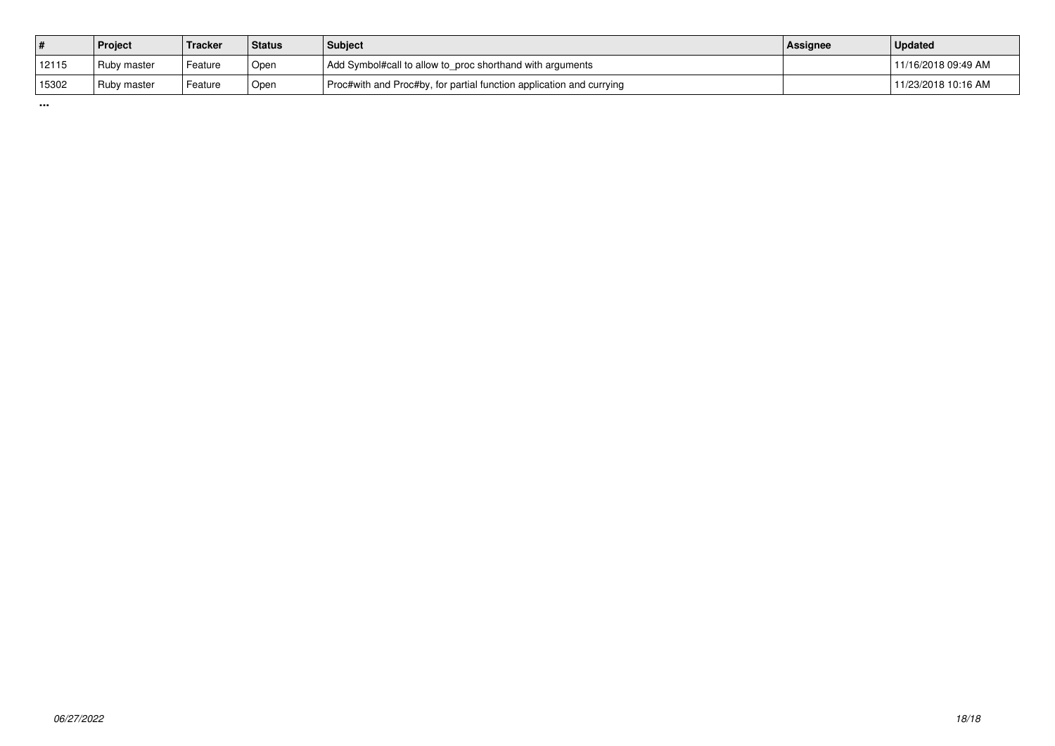| # | Project | Tracker | Status | Subject | Assignee | Updated |
|---|---|---|---|---|---|---|
| 12115 | Ruby master | Feature | Open | Add Symbol#call to allow to_proc shorthand with arguments | | 11/16/2018 09:49 AM |
| 15302 | Ruby master | Feature | Open | Proc#with and Proc#by, for partial function application and currying | | 11/23/2018 10:16 AM |

...